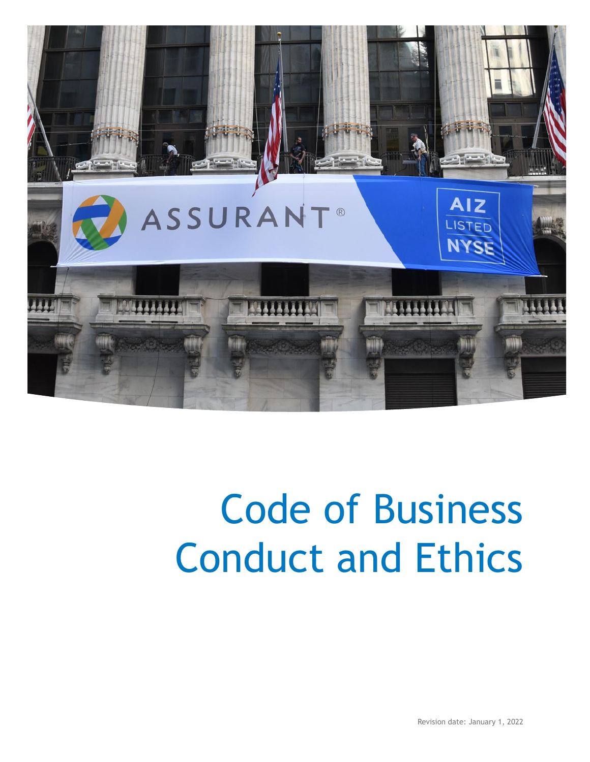# Code of Business Conduct and Ethics

Revision date: January 1, 2022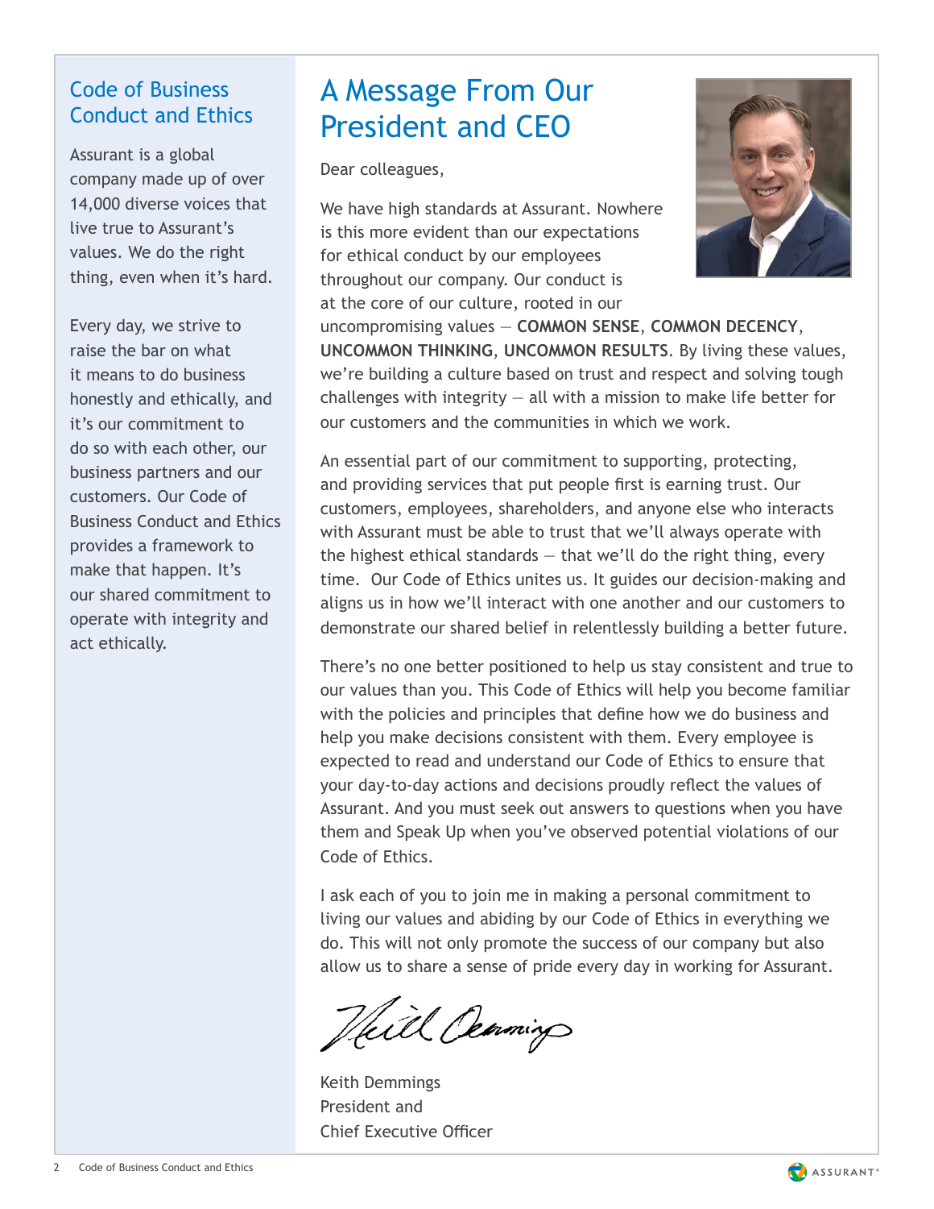## Code of Business Conduct and Ethics

Assurant is a global company made up of over 14,000 diverse voices that live true to Assurant's values. We do the right thing, even when it's hard.

Every day, we strive to raise the bar on what it means to do business honestly and ethically, and it's our commitment to do so with each other, our business partners and our customers. Our Code of Business Conduct and Ethics provides a framework to make that happen. It's our shared commitment to operate with integrity and act ethically.

# A Message From Our President and CEO

Dear colleagues,

We have high standards at Assurant. Nowhere is this more evident than our expectations for ethical conduct by our employees throughout our company. Our conduct is at the core of our culture, rooted in our uncompromising values — **COMMON SENSE**, **COMMON DECENCY**, **UNCOMMON THINKING**, **UNCOMMON RESULTS**. By living these values, we're building a culture based on trust and respect and solving tough challenges with integrity — all with a mission to make life better for our customers and the communities in which we work.

An essential part of our commitment to supporting, protecting, and providing services that put people first is earning trust. Our customers, employees, shareholders, and anyone else who interacts with Assurant must be able to trust that we'll always operate with the highest ethical standards — that we'll do the right thing, every time. Our Code of Ethics unites us. It guides our decision-making and aligns us in how we'll interact with one another and our customers to demonstrate our shared belief in relentlessly building a better future.

There's no one better positioned to help us stay consistent and true to our values than you. This Code of Ethics will help you become familiar with the policies and principles that define how we do business and help you make decisions consistent with them. Every employee is expected to read and understand our Code of Ethics to ensure that your day-to-day actions and decisions proudly reflect the values of Assurant. And you must seek out answers to questions when you have them and Speak Up when you've observed potential violations of our Code of Ethics.

I ask each of you to join me in making a personal commitment to living our values and abiding by our Code of Ethics in everything we do. This will not only promote the success of our company but also allow us to share a sense of pride every day in working for Assurant.

Keith Demmings
President and
Chief Executive Officer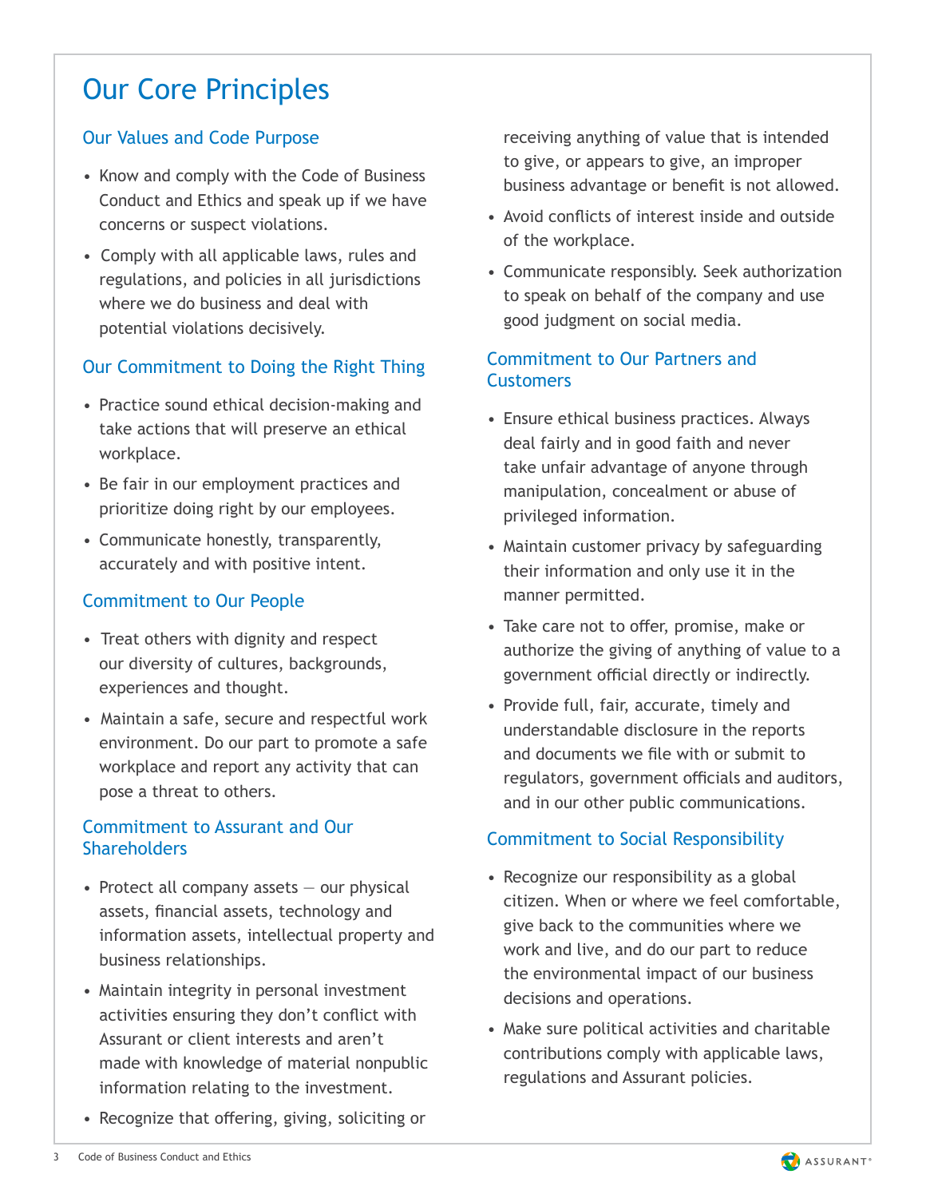# Our Core Principles

## Our Values and Code Purpose

- Know and comply with the Code of Business Conduct and Ethics and speak up if we have concerns or suspect violations.
- Comply with all applicable laws, rules and regulations, and policies in all jurisdictions where we do business and deal with potential violations decisively.

## Our Commitment to Doing the Right Thing

- Practice sound ethical decision-making and take actions that will preserve an ethical workplace.
- Be fair in our employment practices and prioritize doing right by our employees.
- Communicate honestly, transparently, accurately and with positive intent.

## Commitment to Our People

- Treat others with dignity and respect our diversity of cultures, backgrounds, experiences and thought.
- Maintain a safe, secure and respectful work environment. Do our part to promote a safe workplace and report any activity that can pose a threat to others.

## Commitment to Assurant and Our Shareholders

- Protect all company assets — our physical assets, financial assets, technology and information assets, intellectual property and business relationships.
- Maintain integrity in personal investment activities ensuring they don't conflict with Assurant or client interests and aren't made with knowledge of material nonpublic information relating to the investment.
- Recognize that offering, giving, soliciting or receiving anything of value that is intended to give, or appears to give, an improper business advantage or benefit is not allowed.
- Avoid conflicts of interest inside and outside of the workplace.
- Communicate responsibly. Seek authorization to speak on behalf of the company and use good judgment on social media.

## Commitment to Our Partners and Customers

- Ensure ethical business practices. Always deal fairly and in good faith and never take unfair advantage of anyone through manipulation, concealment or abuse of privileged information.
- Maintain customer privacy by safeguarding their information and only use it in the manner permitted.
- Take care not to offer, promise, make or authorize the giving of anything of value to a government official directly or indirectly.
- Provide full, fair, accurate, timely and understandable disclosure in the reports and documents we file with or submit to regulators, government officials and auditors, and in our other public communications.

## Commitment to Social Responsibility

- Recognize our responsibility as a global citizen. When or where we feel comfortable, give back to the communities where we work and live, and do our part to reduce the environmental impact of our business decisions and operations.
- Make sure political activities and charitable contributions comply with applicable laws, regulations and Assurant policies.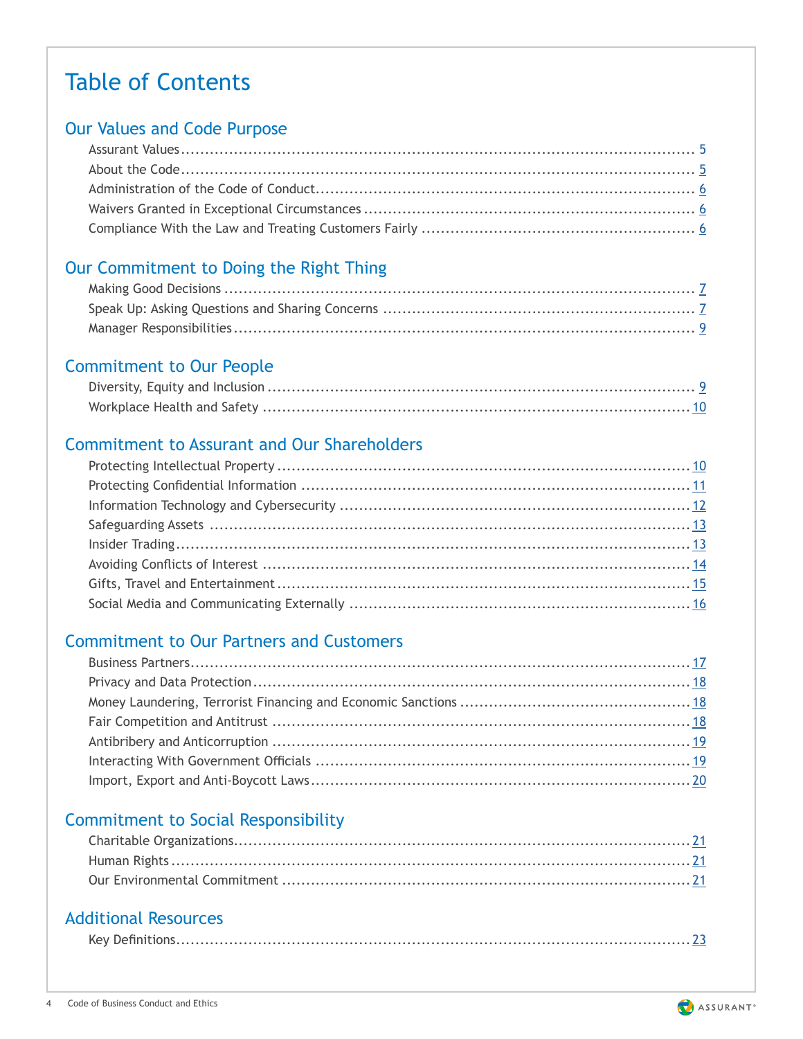# Table of Contents

## Our Values and Code Purpose

- Assurant Values ........ 5
- About the Code ........ 5
- Administration of the Code of Conduct ........ 6
- Waivers Granted in Exceptional Circumstances ........ 6
- Compliance With the Law and Treating Customers Fairly ........ 6

## Our Commitment to Doing the Right Thing

- Making Good Decisions ........ 7
- Speak Up: Asking Questions and Sharing Concerns ........ 7
- Manager Responsibilities ........ 9

## Commitment to Our People

- Diversity, Equity and Inclusion ........ 9
- Workplace Health and Safety ........ 10

## Commitment to Assurant and Our Shareholders

- Protecting Intellectual Property ........ 10
- Protecting Confidential Information ........ 11
- Information Technology and Cybersecurity ........ 12
- Safeguarding Assets ........ 13
- Insider Trading ........ 13
- Avoiding Conflicts of Interest ........ 14
- Gifts, Travel and Entertainment ........ 15
- Social Media and Communicating Externally ........ 16

## Commitment to Our Partners and Customers

- Business Partners ........ 17
- Privacy and Data Protection ........ 18
- Money Laundering, Terrorist Financing and Economic Sanctions ........ 18
- Fair Competition and Antitrust ........ 18
- Antibribery and Anticorruption ........ 19
- Interacting With Government Officials ........ 19
- Import, Export and Anti-Boycott Laws ........ 20

## Commitment to Social Responsibility

- Charitable Organizations ........ 21
- Human Rights ........ 21
- Our Environmental Commitment ........ 21

## Additional Resources

- Key Definitions ........ 23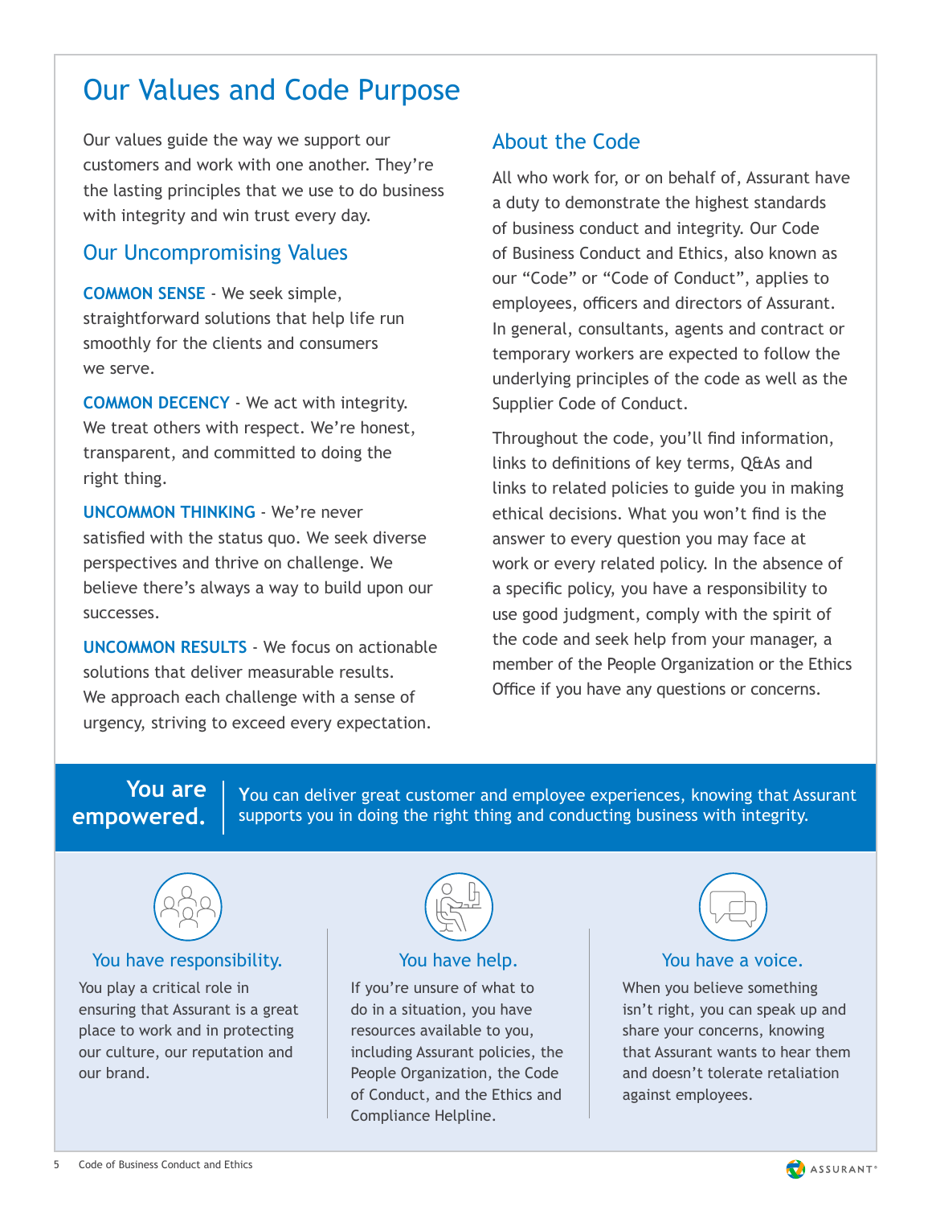# Our Values and Code Purpose

Our values guide the way we support our customers and work with one another. They're the lasting principles that we use to do business with integrity and win trust every day.

## Our Uncompromising Values

**COMMON SENSE** - We seek simple, straightforward solutions that help life run smoothly for the clients and consumers we serve.

**COMMON DECENCY** - We act with integrity. We treat others with respect. We're honest, transparent, and committed to doing the right thing.

**UNCOMMON THINKING** - We're never satisfied with the status quo. We seek diverse perspectives and thrive on challenge. We believe there's always a way to build upon our successes.

**UNCOMMON RESULTS** - We focus on actionable solutions that deliver measurable results. We approach each challenge with a sense of urgency, striving to exceed every expectation.

## About the Code

All who work for, or on behalf of, Assurant have a duty to demonstrate the highest standards of business conduct and integrity. Our Code of Business Conduct and Ethics, also known as our "Code" or "Code of Conduct", applies to employees, officers and directors of Assurant. In general, consultants, agents and contract or temporary workers are expected to follow the underlying principles of the code as well as the Supplier Code of Conduct.

Throughout the code, you'll find information, links to definitions of key terms, Q&As and links to related policies to guide you in making ethical decisions. What you won't find is the answer to every question you may face at work or every related policy. In the absence of a specific policy, you have a responsibility to use good judgment, comply with the spirit of the code and seek help from your manager, a member of the People Organization or the Ethics Office if you have any questions or concerns.

**You are empowered.** You can deliver great customer and employee experiences, knowing that Assurant supports you in doing the right thing and conducting business with integrity.

### You have responsibility.

You play a critical role in ensuring that Assurant is a great place to work and in protecting our culture, our reputation and our brand.

### You have help.

If you're unsure of what to do in a situation, you have resources available to you, including Assurant policies, the People Organization, the Code of Conduct, and the Ethics and Compliance Helpline.

### You have a voice.

When you believe something isn't right, you can speak up and share your concerns, knowing that Assurant wants to hear them and doesn't tolerate retaliation against employees.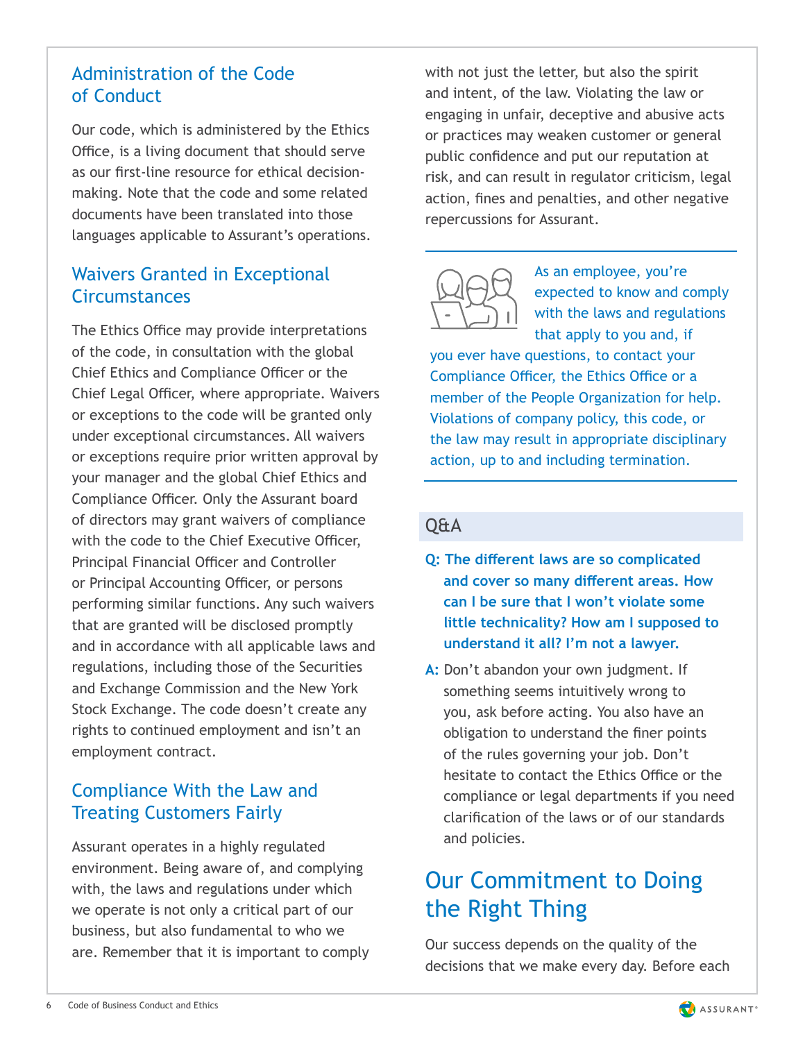## Administration of the Code of Conduct

Our code, which is administered by the Ethics Office, is a living document that should serve as our first-line resource for ethical decision-making. Note that the code and some related documents have been translated into those languages applicable to Assurant's operations.

## Waivers Granted in Exceptional Circumstances

The Ethics Office may provide interpretations of the code, in consultation with the global Chief Ethics and Compliance Officer or the Chief Legal Officer, where appropriate. Waivers or exceptions to the code will be granted only under exceptional circumstances. All waivers or exceptions require prior written approval by your manager and the global Chief Ethics and Compliance Officer. Only the Assurant board of directors may grant waivers of compliance with the code to the Chief Executive Officer, Principal Financial Officer and Controller or Principal Accounting Officer, or persons performing similar functions. Any such waivers that are granted will be disclosed promptly and in accordance with all applicable laws and regulations, including those of the Securities and Exchange Commission and the New York Stock Exchange. The code doesn't create any rights to continued employment and isn't an employment contract.

## Compliance With the Law and Treating Customers Fairly

Assurant operates in a highly regulated environment. Being aware of, and complying with, the laws and regulations under which we operate is not only a critical part of our business, but also fundamental to who we are. Remember that it is important to comply with not just the letter, but also the spirit and intent, of the law. Violating the law or engaging in unfair, deceptive and abusive acts or practices may weaken customer or general public confidence and put our reputation at risk, and can result in regulator criticism, legal action, fines and penalties, and other negative repercussions for Assurant.

As an employee, you're expected to know and comply with the laws and regulations that apply to you and, if you ever have questions, to contact your Compliance Officer, the Ethics Office or a member of the People Organization for help. Violations of company policy, this code, or the law may result in appropriate disciplinary action, up to and including termination.

### Q&A

**Q: The different laws are so complicated and cover so many different areas. How can I be sure that I won't violate some little technicality? How am I supposed to understand it all? I'm not a lawyer.**

**A:** Don't abandon your own judgment. If something seems intuitively wrong to you, ask before acting. You also have an obligation to understand the finer points of the rules governing your job. Don't hesitate to contact the Ethics Office or the compliance or legal departments if you need clarification of the laws or of our standards and policies.

# Our Commitment to Doing the Right Thing

Our success depends on the quality of the decisions that we make every day. Before each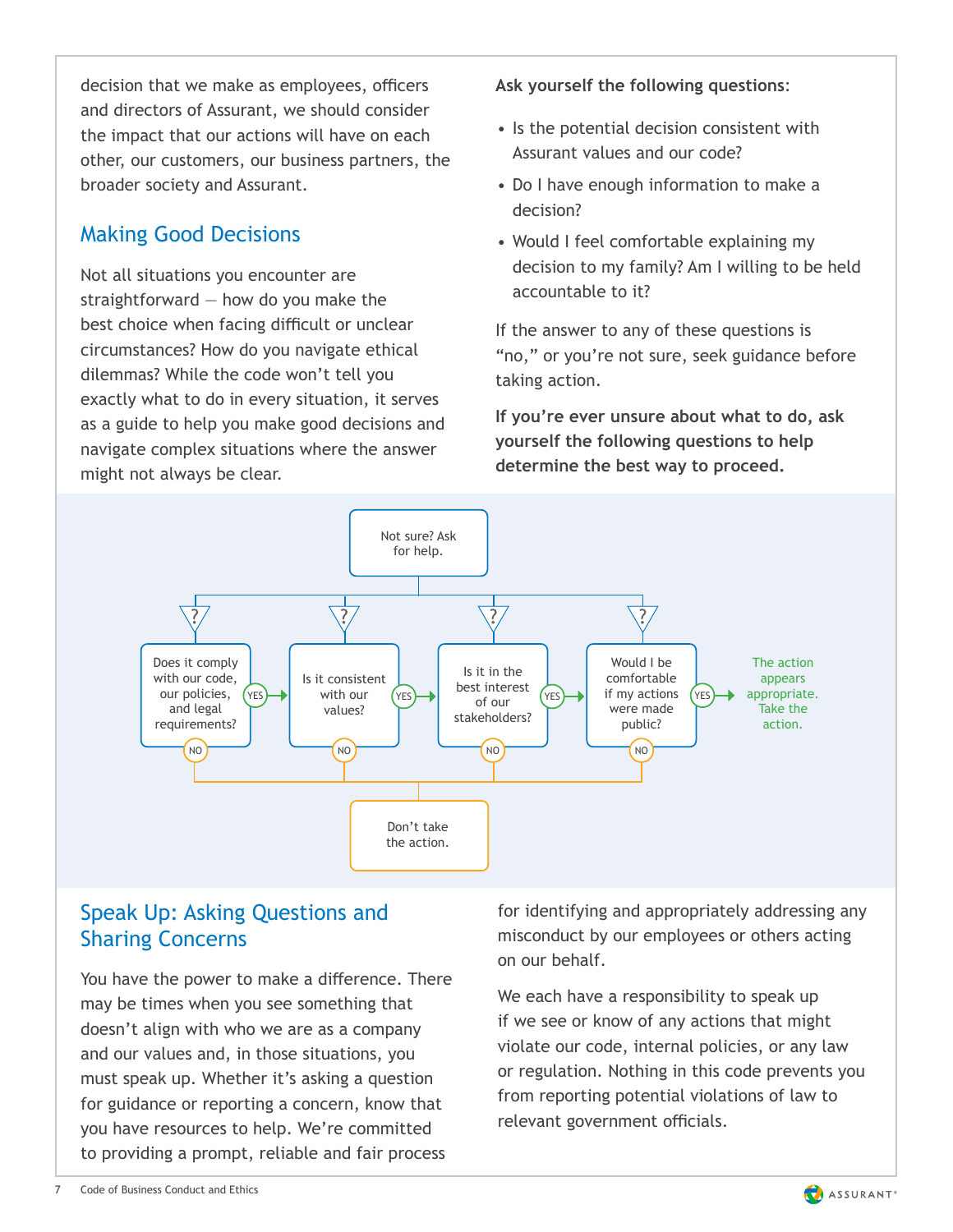decision that we make as employees, officers and directors of Assurant, we should consider the impact that our actions will have on each other, our customers, our business partners, the broader society and Assurant.

## Making Good Decisions

Not all situations you encounter are straightforward — how do you make the best choice when facing difficult or unclear circumstances? How do you navigate ethical dilemmas? While the code won't tell you exactly what to do in every situation, it serves as a guide to help you make good decisions and navigate complex situations where the answer might not always be clear.

**Ask yourself the following questions**:

- Is the potential decision consistent with Assurant values and our code?
- Do I have enough information to make a decision?
- Would I feel comfortable explaining my decision to my family? Am I willing to be held accountable to it?

If the answer to any of these questions is "no," or you're not sure, seek guidance before taking action.

**If you're ever unsure about what to do, ask yourself the following questions to help determine the best way to proceed.**

Not sure? Ask for help.

- Does it comply with our code, our policies, and legal requirements? YES → next / NO → Don't take the action.
- Is it consistent with our values? YES → next / NO → Don't take the action.
- Is it in the best interest of our stakeholders? YES → next / NO → Don't take the action.
- Would I be comfortable if my actions were made public? YES → The action appears appropriate. Take the action. / NO → Don't take the action.

## Speak Up: Asking Questions and Sharing Concerns

You have the power to make a difference. There may be times when you see something that doesn't align with who we are as a company and our values and, in those situations, you must speak up. Whether it's asking a question for guidance or reporting a concern, know that you have resources to help. We're committed to providing a prompt, reliable and fair process for identifying and appropriately addressing any misconduct by our employees or others acting on our behalf.

We each have a responsibility to speak up if we see or know of any actions that might violate our code, internal policies, or any law or regulation. Nothing in this code prevents you from reporting potential violations of law to relevant government officials.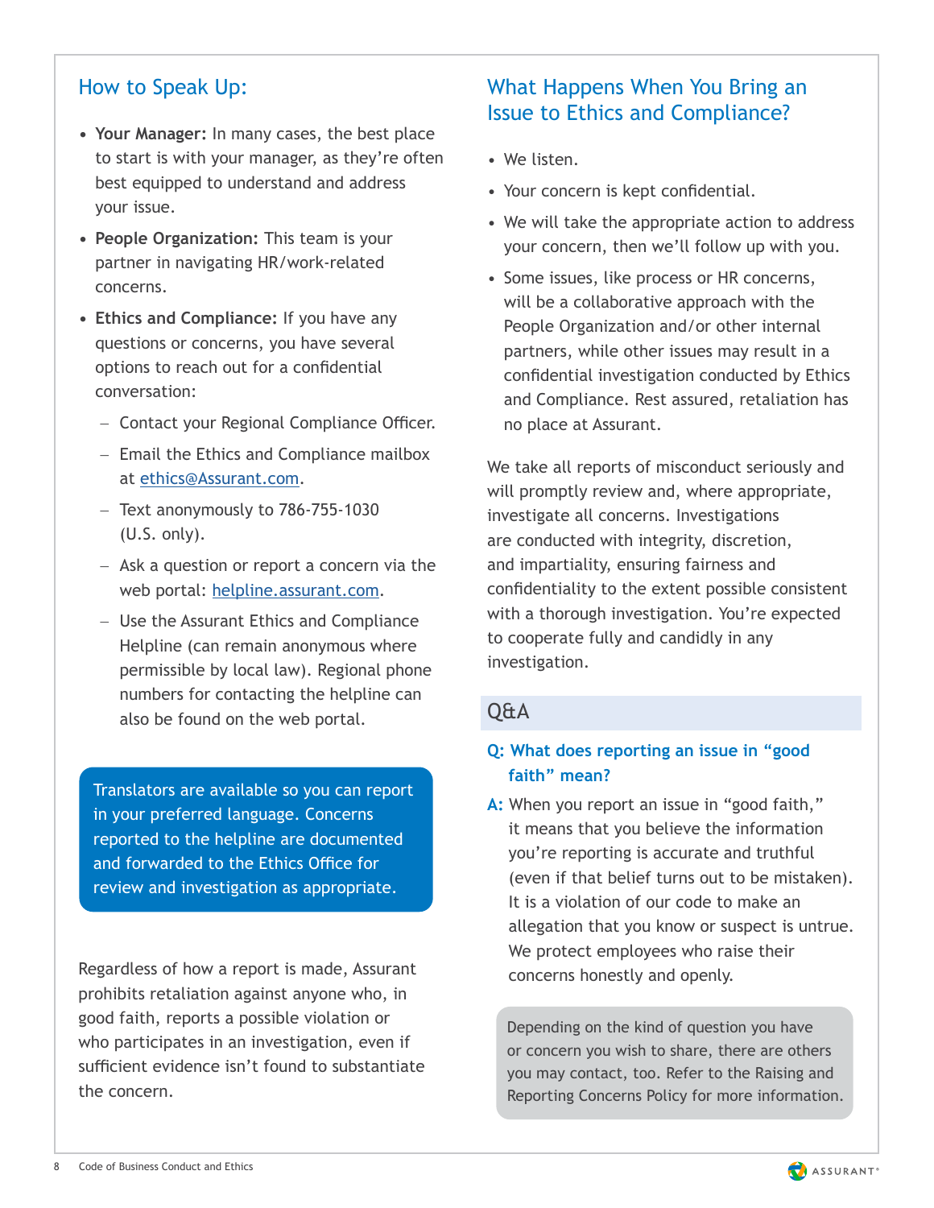## How to Speak Up:

- **Your Manager:** In many cases, the best place to start is with your manager, as they're often best equipped to understand and address your issue.
- **People Organization:** This team is your partner in navigating HR/work-related concerns.
- **Ethics and Compliance:** If you have any questions or concerns, you have several options to reach out for a confidential conversation:
  - Contact your Regional Compliance Officer.
  - Email the Ethics and Compliance mailbox at ethics@Assurant.com.
  - Text anonymously to 786-755-1030 (U.S. only).
  - Ask a question or report a concern via the web portal: helpline.assurant.com.
  - Use the Assurant Ethics and Compliance Helpline (can remain anonymous where permissible by local law). Regional phone numbers for contacting the helpline can also be found on the web portal.

Translators are available so you can report in your preferred language. Concerns reported to the helpline are documented and forwarded to the Ethics Office for review and investigation as appropriate.

Regardless of how a report is made, Assurant prohibits retaliation against anyone who, in good faith, reports a possible violation or who participates in an investigation, even if sufficient evidence isn't found to substantiate the concern.

## What Happens When You Bring an Issue to Ethics and Compliance?

- We listen.
- Your concern is kept confidential.
- We will take the appropriate action to address your concern, then we'll follow up with you.
- Some issues, like process or HR concerns, will be a collaborative approach with the People Organization and/or other internal partners, while other issues may result in a confidential investigation conducted by Ethics and Compliance. Rest assured, retaliation has no place at Assurant.

We take all reports of misconduct seriously and will promptly review and, where appropriate, investigate all concerns. Investigations are conducted with integrity, discretion, and impartiality, ensuring fairness and confidentiality to the extent possible consistent with a thorough investigation. You're expected to cooperate fully and candidly in any investigation.

### Q&A

**Q: What does reporting an issue in "good faith" mean?**

**A:** When you report an issue in "good faith," it means that you believe the information you're reporting is accurate and truthful (even if that belief turns out to be mistaken). It is a violation of our code to make an allegation that you know or suspect is untrue. We protect employees who raise their concerns honestly and openly.

Depending on the kind of question you have or concern you wish to share, there are others you may contact, too. Refer to the Raising and Reporting Concerns Policy for more information.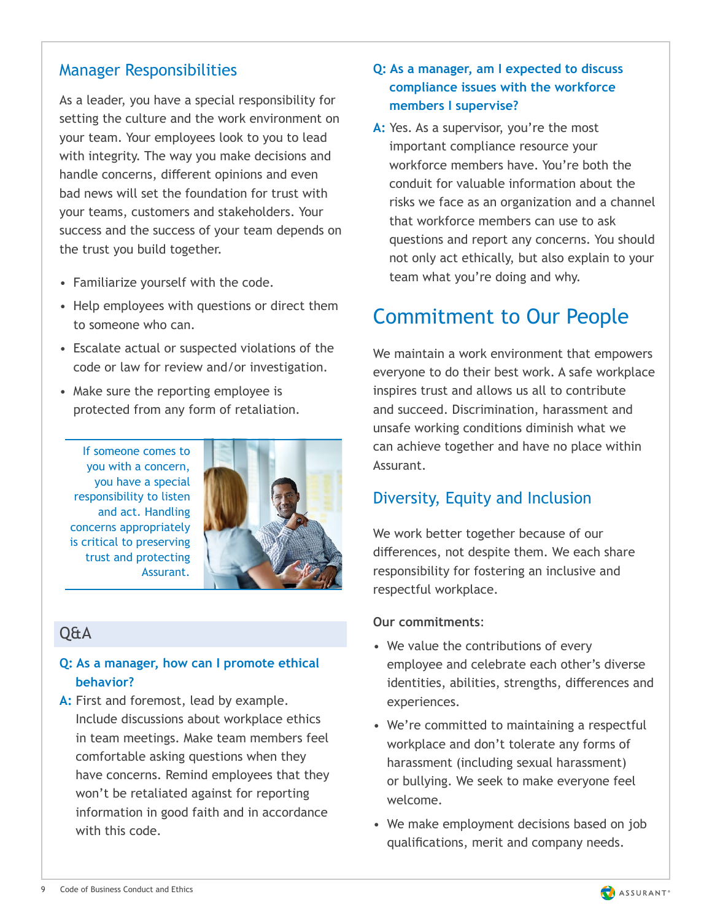## Manager Responsibilities

As a leader, you have a special responsibility for setting the culture and the work environment on your team. Your employees look to you to lead with integrity. The way you make decisions and handle concerns, different opinions and even bad news will set the foundation for trust with your teams, customers and stakeholders. Your success and the success of your team depends on the trust you build together.

- Familiarize yourself with the code.
- Help employees with questions or direct them to someone who can.
- Escalate actual or suspected violations of the code or law for review and/or investigation.
- Make sure the reporting employee is protected from any form of retaliation.

If someone comes to you with a concern, you have a special responsibility to listen and act. Handling concerns appropriately is critical to preserving trust and protecting Assurant.

### Q&A

**Q: As a manager, how can I promote ethical behavior?**

**A:** First and foremost, lead by example. Include discussions about workplace ethics in team meetings. Make team members feel comfortable asking questions when they have concerns. Remind employees that they won't be retaliated against for reporting information in good faith and in accordance with this code.

**Q: As a manager, am I expected to discuss compliance issues with the workforce members I supervise?**

**A:** Yes. As a supervisor, you're the most important compliance resource your workforce members have. You're both the conduit for valuable information about the risks we face as an organization and a channel that workforce members can use to ask questions and report any concerns. You should not only act ethically, but also explain to your team what you're doing and why.

# Commitment to Our People

We maintain a work environment that empowers everyone to do their best work. A safe workplace inspires trust and allows us all to contribute and succeed. Discrimination, harassment and unsafe working conditions diminish what we can achieve together and have no place within Assurant.

## Diversity, Equity and Inclusion

We work better together because of our differences, not despite them. We each share responsibility for fostering an inclusive and respectful workplace.

**Our commitments:**

- We value the contributions of every employee and celebrate each other's diverse identities, abilities, strengths, differences and experiences.
- We're committed to maintaining a respectful workplace and don't tolerate any forms of harassment (including sexual harassment) or bullying. We seek to make everyone feel welcome.
- We make employment decisions based on job qualifications, merit and company needs.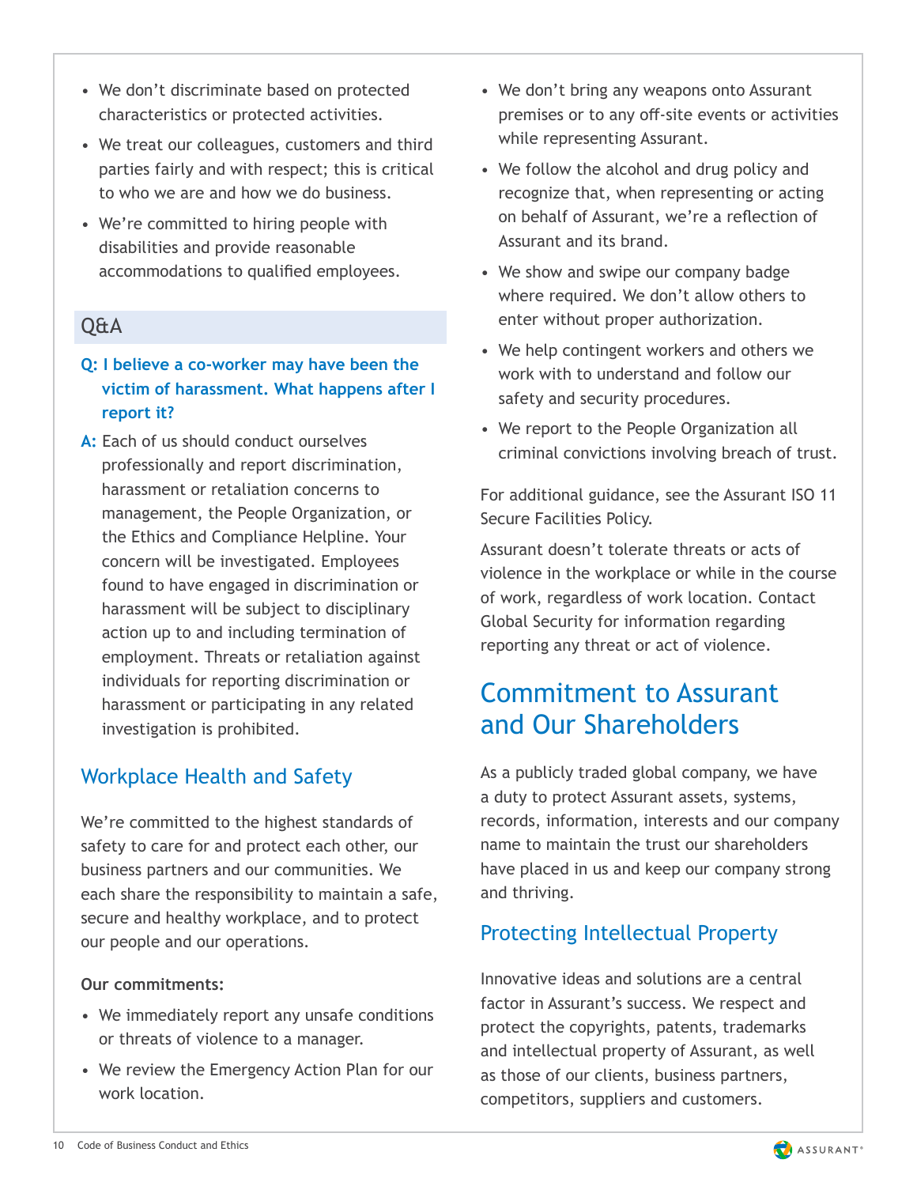- We don't discriminate based on protected characteristics or protected activities.
- We treat our colleagues, customers and third parties fairly and with respect; this is critical to who we are and how we do business.
- We're committed to hiring people with disabilities and provide reasonable accommodations to qualified employees.

### Q&A

**Q: I believe a co-worker may have been the victim of harassment. What happens after I report it?**

**A:** Each of us should conduct ourselves professionally and report discrimination, harassment or retaliation concerns to management, the People Organization, or the Ethics and Compliance Helpline. Your concern will be investigated. Employees found to have engaged in discrimination or harassment will be subject to disciplinary action up to and including termination of employment. Threats or retaliation against individuals for reporting discrimination or harassment or participating in any related investigation is prohibited.

## Workplace Health and Safety

We're committed to the highest standards of safety to care for and protect each other, our business partners and our communities. We each share the responsibility to maintain a safe, secure and healthy workplace, and to protect our people and our operations.

**Our commitments:**

- We immediately report any unsafe conditions or threats of violence to a manager.
- We review the Emergency Action Plan for our work location.
- We don't bring any weapons onto Assurant premises or to any off-site events or activities while representing Assurant.
- We follow the alcohol and drug policy and recognize that, when representing or acting on behalf of Assurant, we're a reflection of Assurant and its brand.
- We show and swipe our company badge where required. We don't allow others to enter without proper authorization.
- We help contingent workers and others we work with to understand and follow our safety and security procedures.
- We report to the People Organization all criminal convictions involving breach of trust.

For additional guidance, see the Assurant ISO 11 Secure Facilities Policy.

Assurant doesn't tolerate threats or acts of violence in the workplace or while in the course of work, regardless of work location. Contact Global Security for information regarding reporting any threat or act of violence.

# Commitment to Assurant and Our Shareholders

As a publicly traded global company, we have a duty to protect Assurant assets, systems, records, information, interests and our company name to maintain the trust our shareholders have placed in us and keep our company strong and thriving.

## Protecting Intellectual Property

Innovative ideas and solutions are a central factor in Assurant's success. We respect and protect the copyrights, patents, trademarks and intellectual property of Assurant, as well as those of our clients, business partners, competitors, suppliers and customers.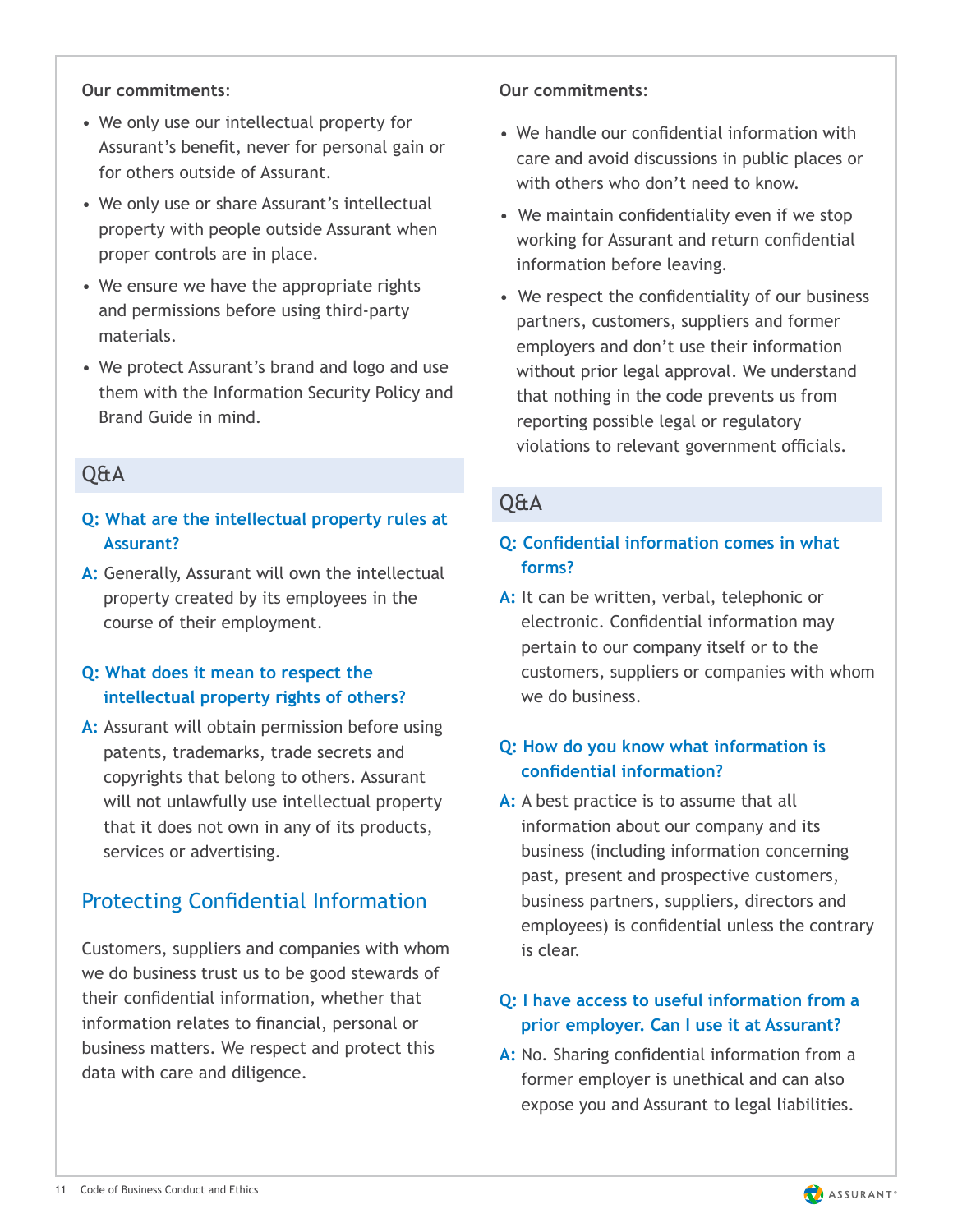**Our commitments**:

- We only use our intellectual property for Assurant's benefit, never for personal gain or for others outside of Assurant.
- We only use or share Assurant's intellectual property with people outside Assurant when proper controls are in place.
- We ensure we have the appropriate rights and permissions before using third-party materials.
- We protect Assurant's brand and logo and use them with the Information Security Policy and Brand Guide in mind.

### Q&A

**Q: What are the intellectual property rules at Assurant?**

**A:** Generally, Assurant will own the intellectual property created by its employees in the course of their employment.

**Q: What does it mean to respect the intellectual property rights of others?**

**A:** Assurant will obtain permission before using patents, trademarks, trade secrets and copyrights that belong to others. Assurant will not unlawfully use intellectual property that it does not own in any of its products, services or advertising.

## Protecting Confidential Information

Customers, suppliers and companies with whom we do business trust us to be good stewards of their confidential information, whether that information relates to financial, personal or business matters. We respect and protect this data with care and diligence.

**Our commitments**:

- We handle our confidential information with care and avoid discussions in public places or with others who don't need to know.
- We maintain confidentiality even if we stop working for Assurant and return confidential information before leaving.
- We respect the confidentiality of our business partners, customers, suppliers and former employers and don't use their information without prior legal approval. We understand that nothing in the code prevents us from reporting possible legal or regulatory violations to relevant government officials.

### Q&A

**Q: Confidential information comes in what forms?**

**A:** It can be written, verbal, telephonic or electronic. Confidential information may pertain to our company itself or to the customers, suppliers or companies with whom we do business.

**Q: How do you know what information is confidential information?**

**A:** A best practice is to assume that all information about our company and its business (including information concerning past, present and prospective customers, business partners, suppliers, directors and employees) is confidential unless the contrary is clear.

**Q: I have access to useful information from a prior employer. Can I use it at Assurant?**

**A:** No. Sharing confidential information from a former employer is unethical and can also expose you and Assurant to legal liabilities.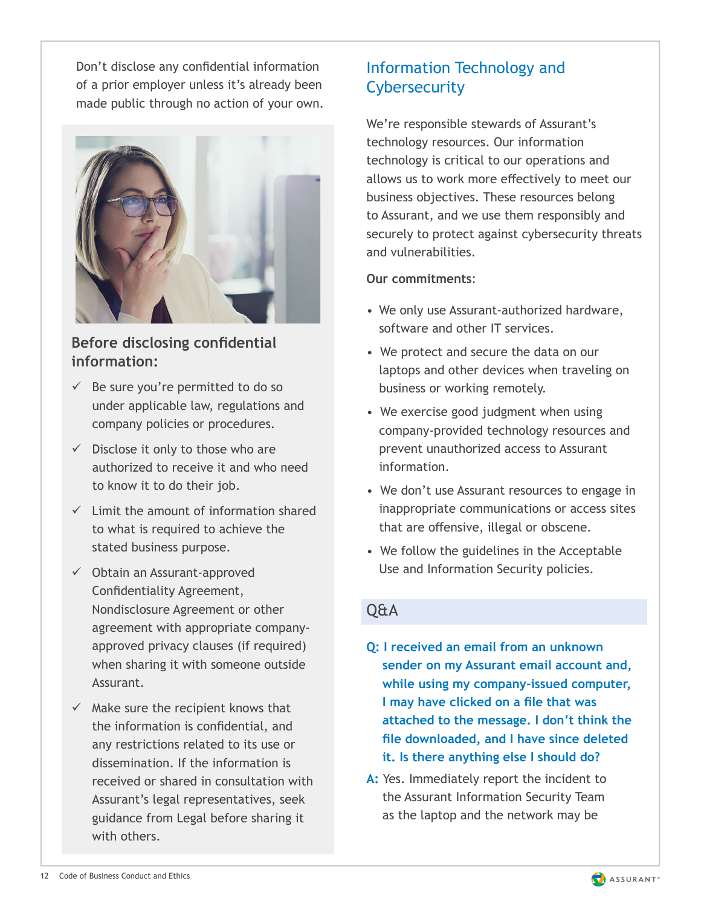Don't disclose any confidential information of a prior employer unless it's already been made public through no action of your own.

### Before disclosing confidential information:

- ✓ Be sure you're permitted to do so under applicable law, regulations and company policies or procedures.
- ✓ Disclose it only to those who are authorized to receive it and who need to know it to do their job.
- ✓ Limit the amount of information shared to what is required to achieve the stated business purpose.
- ✓ Obtain an Assurant-approved Confidentiality Agreement, Nondisclosure Agreement or other agreement with appropriate company-approved privacy clauses (if required) when sharing it with someone outside Assurant.
- ✓ Make sure the recipient knows that the information is confidential, and any restrictions related to its use or dissemination. If the information is received or shared in consultation with Assurant's legal representatives, seek guidance from Legal before sharing it with others.

## Information Technology and Cybersecurity

We're responsible stewards of Assurant's technology resources. Our information technology is critical to our operations and allows us to work more effectively to meet our business objectives. These resources belong to Assurant, and we use them responsibly and securely to protect against cybersecurity threats and vulnerabilities.

**Our commitments**:

- We only use Assurant-authorized hardware, software and other IT services.
- We protect and secure the data on our laptops and other devices when traveling on business or working remotely.
- We exercise good judgment when using company-provided technology resources and prevent unauthorized access to Assurant information.
- We don't use Assurant resources to engage in inappropriate communications or access sites that are offensive, illegal or obscene.
- We follow the guidelines in the Acceptable Use and Information Security policies.

### Q&A

**Q: I received an email from an unknown sender on my Assurant email account and, while using my company-issued computer, I may have clicked on a file that was attached to the message. I don't think the file downloaded, and I have since deleted it. Is there anything else I should do?**

**A:** Yes. Immediately report the incident to the Assurant Information Security Team as the laptop and the network may be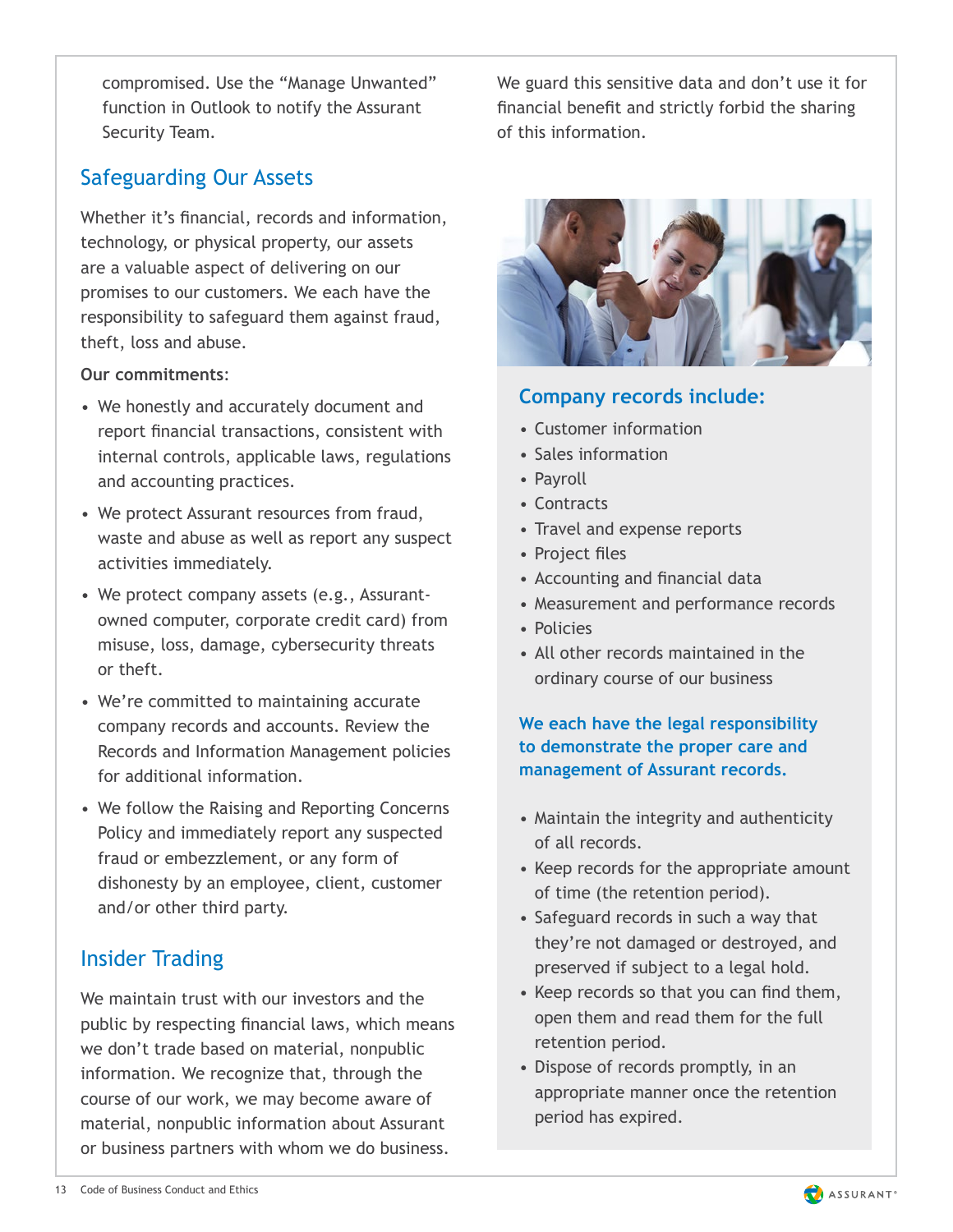compromised. Use the "Manage Unwanted" function in Outlook to notify the Assurant Security Team.

## Safeguarding Our Assets

Whether it's financial, records and information, technology, or physical property, our assets are a valuable aspect of delivering on our promises to our customers. We each have the responsibility to safeguard them against fraud, theft, loss and abuse.

**Our commitments**:

- We honestly and accurately document and report financial transactions, consistent with internal controls, applicable laws, regulations and accounting practices.
- We protect Assurant resources from fraud, waste and abuse as well as report any suspect activities immediately.
- We protect company assets (e.g., Assurant-owned computer, corporate credit card) from misuse, loss, damage, cybersecurity threats or theft.
- We're committed to maintaining accurate company records and accounts. Review the Records and Information Management policies for additional information.
- We follow the Raising and Reporting Concerns Policy and immediately report any suspected fraud or embezzlement, or any form of dishonesty by an employee, client, customer and/or other third party.

## Insider Trading

We maintain trust with our investors and the public by respecting financial laws, which means we don't trade based on material, nonpublic information. We recognize that, through the course of our work, we may become aware of material, nonpublic information about Assurant or business partners with whom we do business. We guard this sensitive data and don't use it for financial benefit and strictly forbid the sharing of this information.

### Company records include:

- Customer information
- Sales information
- Payroll
- Contracts
- Travel and expense reports
- Project files
- Accounting and financial data
- Measurement and performance records
- Policies
- All other records maintained in the ordinary course of our business

**We each have the legal responsibility to demonstrate the proper care and management of Assurant records.**

- Maintain the integrity and authenticity of all records.
- Keep records for the appropriate amount of time (the retention period).
- Safeguard records in such a way that they're not damaged or destroyed, and preserved if subject to a legal hold.
- Keep records so that you can find them, open them and read them for the full retention period.
- Dispose of records promptly, in an appropriate manner once the retention period has expired.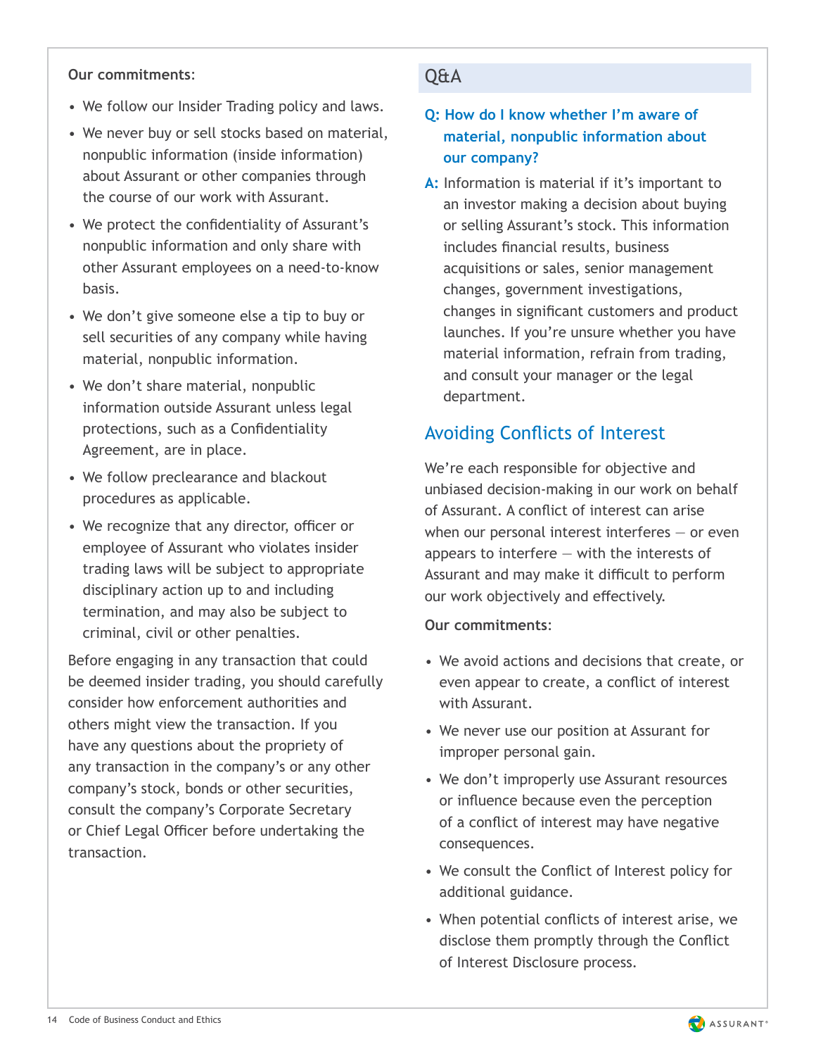**Our commitments**:

- We follow our Insider Trading policy and laws.
- We never buy or sell stocks based on material, nonpublic information (inside information) about Assurant or other companies through the course of our work with Assurant.
- We protect the confidentiality of Assurant's nonpublic information and only share with other Assurant employees on a need-to-know basis.
- We don't give someone else a tip to buy or sell securities of any company while having material, nonpublic information.
- We don't share material, nonpublic information outside Assurant unless legal protections, such as a Confidentiality Agreement, are in place.
- We follow preclearance and blackout procedures as applicable.
- We recognize that any director, officer or employee of Assurant who violates insider trading laws will be subject to appropriate disciplinary action up to and including termination, and may also be subject to criminal, civil or other penalties.

Before engaging in any transaction that could be deemed insider trading, you should carefully consider how enforcement authorities and others might view the transaction. If you have any questions about the propriety of any transaction in the company's or any other company's stock, bonds or other securities, consult the company's Corporate Secretary or Chief Legal Officer before undertaking the transaction.

### Q&A

**Q: How do I know whether I'm aware of material, nonpublic information about our company?**

**A:** Information is material if it's important to an investor making a decision about buying or selling Assurant's stock. This information includes financial results, business acquisitions or sales, senior management changes, government investigations, changes in significant customers and product launches. If you're unsure whether you have material information, refrain from trading, and consult your manager or the legal department.

## Avoiding Conflicts of Interest

We're each responsible for objective and unbiased decision-making in our work on behalf of Assurant. A conflict of interest can arise when our personal interest interferes — or even appears to interfere — with the interests of Assurant and may make it difficult to perform our work objectively and effectively.

**Our commitments**:

- We avoid actions and decisions that create, or even appear to create, a conflict of interest with Assurant.
- We never use our position at Assurant for improper personal gain.
- We don't improperly use Assurant resources or influence because even the perception of a conflict of interest may have negative consequences.
- We consult the Conflict of Interest policy for additional guidance.
- When potential conflicts of interest arise, we disclose them promptly through the Conflict of Interest Disclosure process.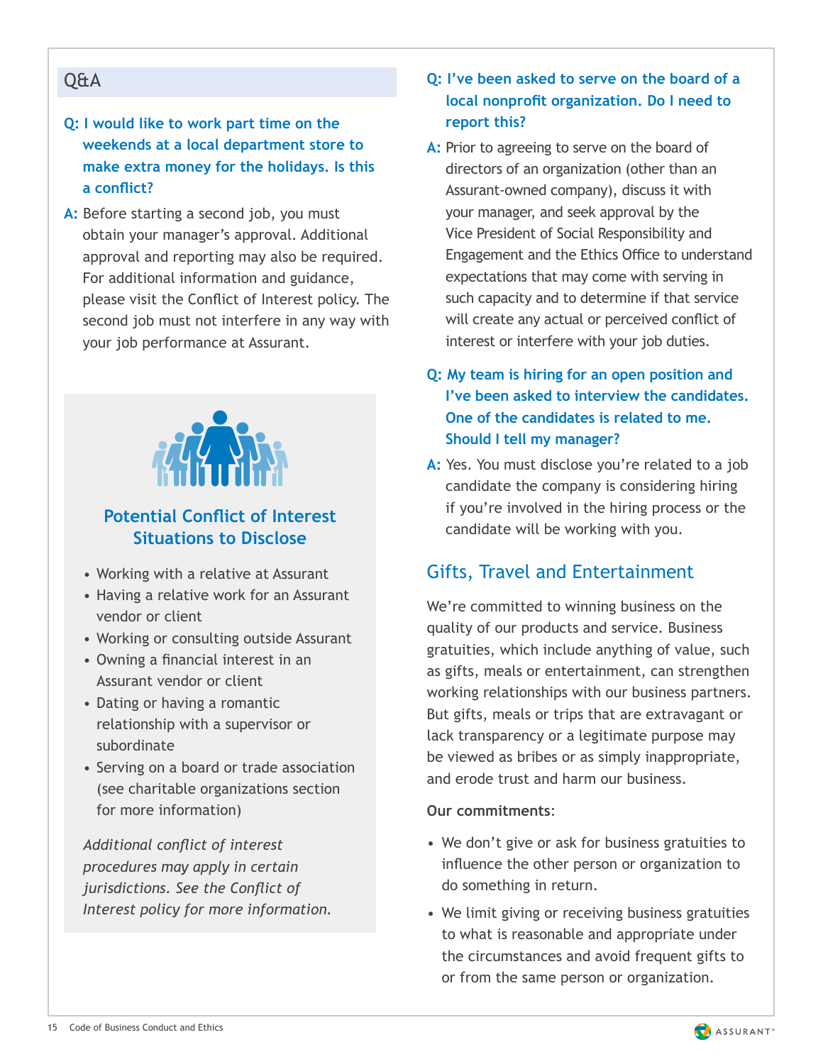## Q&A

**Q: I would like to work part time on the weekends at a local department store to make extra money for the holidays. Is this a conflict?**

**A:** Before starting a second job, you must obtain your manager's approval. Additional approval and reporting may also be required. For additional information and guidance, please visit the Conflict of Interest policy. The second job must not interfere in any way with your job performance at Assurant.

### Potential Conflict of Interest Situations to Disclose

- Working with a relative at Assurant
- Having a relative work for an Assurant vendor or client
- Working or consulting outside Assurant
- Owning a financial interest in an Assurant vendor or client
- Dating or having a romantic relationship with a supervisor or subordinate
- Serving on a board or trade association (see charitable organizations section for more information)

*Additional conflict of interest procedures may apply in certain jurisdictions. See the Conflict of Interest policy for more information.*

**Q: I've been asked to serve on the board of a local nonprofit organization. Do I need to report this?**

**A:** Prior to agreeing to serve on the board of directors of an organization (other than an Assurant-owned company), discuss it with your manager, and seek approval by the Vice President of Social Responsibility and Engagement and the Ethics Office to understand expectations that may come with serving in such capacity and to determine if that service will create any actual or perceived conflict of interest or interfere with your job duties.

**Q: My team is hiring for an open position and I've been asked to interview the candidates. One of the candidates is related to me. Should I tell my manager?**

**A:** Yes. You must disclose you're related to a job candidate the company is considering hiring if you're involved in the hiring process or the candidate will be working with you.

## Gifts, Travel and Entertainment

We're committed to winning business on the quality of our products and service. Business gratuities, which include anything of value, such as gifts, meals or entertainment, can strengthen working relationships with our business partners. But gifts, meals or trips that are extravagant or lack transparency or a legitimate purpose may be viewed as bribes or as simply inappropriate, and erode trust and harm our business.

**Our commitments**:

- We don't give or ask for business gratuities to influence the other person or organization to do something in return.
- We limit giving or receiving business gratuities to what is reasonable and appropriate under the circumstances and avoid frequent gifts to or from the same person or organization.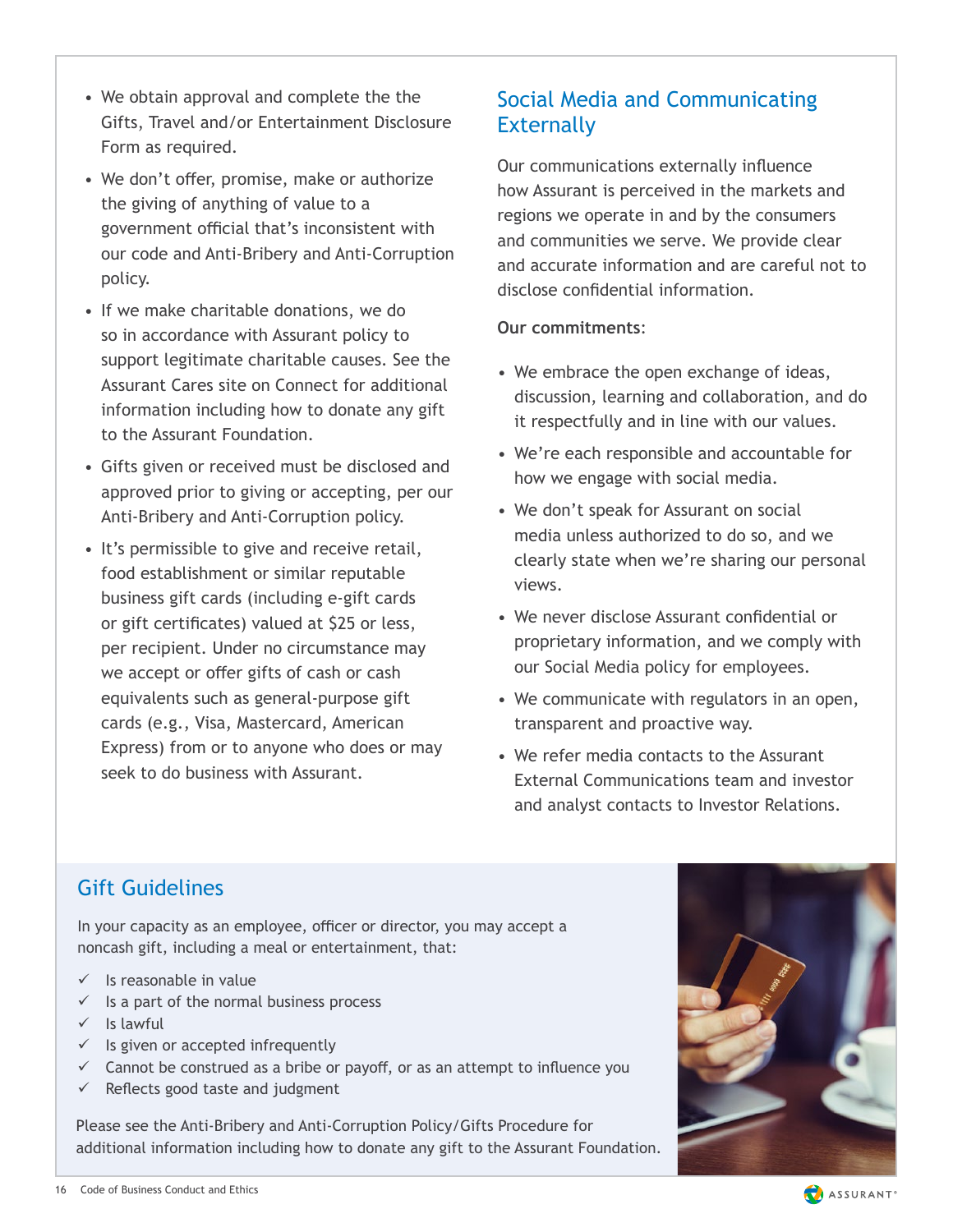- We obtain approval and complete the the Gifts, Travel and/or Entertainment Disclosure Form as required.
- We don't offer, promise, make or authorize the giving of anything of value to a government official that's inconsistent with our code and Anti-Bribery and Anti-Corruption policy.
- If we make charitable donations, we do so in accordance with Assurant policy to support legitimate charitable causes. See the Assurant Cares site on Connect for additional information including how to donate any gift to the Assurant Foundation.
- Gifts given or received must be disclosed and approved prior to giving or accepting, per our Anti-Bribery and Anti-Corruption policy.
- It's permissible to give and receive retail, food establishment or similar reputable business gift cards (including e-gift cards or gift certificates) valued at $25 or less, per recipient. Under no circumstance may we accept or offer gifts of cash or cash equivalents such as general-purpose gift cards (e.g., Visa, Mastercard, American Express) from or to anyone who does or may seek to do business with Assurant.

## Social Media and Communicating Externally

Our communications externally influence how Assurant is perceived in the markets and regions we operate in and by the consumers and communities we serve. We provide clear and accurate information and are careful not to disclose confidential information.

**Our commitments**:

- We embrace the open exchange of ideas, discussion, learning and collaboration, and do it respectfully and in line with our values.
- We're each responsible and accountable for how we engage with social media.
- We don't speak for Assurant on social media unless authorized to do so, and we clearly state when we're sharing our personal views.
- We never disclose Assurant confidential or proprietary information, and we comply with our Social Media policy for employees.
- We communicate with regulators in an open, transparent and proactive way.
- We refer media contacts to the Assurant External Communications team and investor and analyst contacts to Investor Relations.

## Gift Guidelines

In your capacity as an employee, officer or director, you may accept a noncash gift, including a meal or entertainment, that:

- ✓ Is reasonable in value
- ✓ Is a part of the normal business process
- ✓ Is lawful
- ✓ Is given or accepted infrequently
- ✓ Cannot be construed as a bribe or payoff, or as an attempt to influence you
- ✓ Reflects good taste and judgment

Please see the Anti-Bribery and Anti-Corruption Policy/Gifts Procedure for additional information including how to donate any gift to the Assurant Foundation.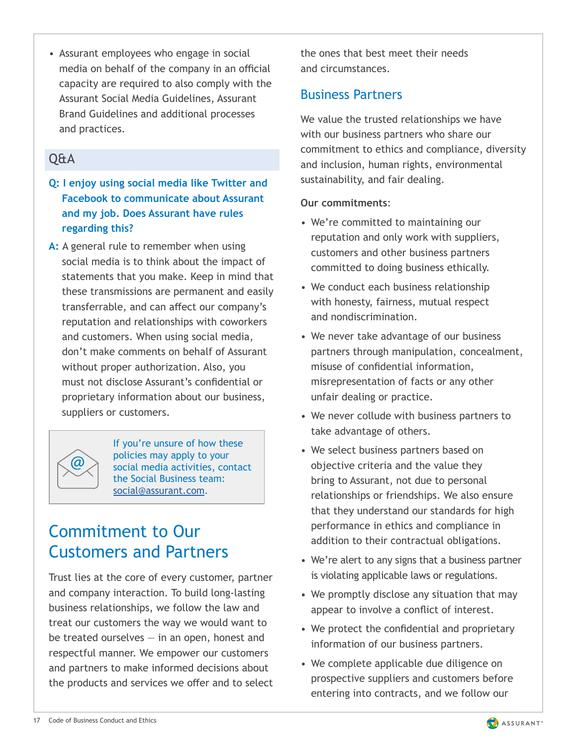- Assurant employees who engage in social media on behalf of the company in an official capacity are required to also comply with the Assurant Social Media Guidelines, Assurant Brand Guidelines and additional processes and practices.

### Q&A

**Q: I enjoy using social media like Twitter and Facebook to communicate about Assurant and my job. Does Assurant have rules regarding this?**

**A:** A general rule to remember when using social media is to think about the impact of statements that you make. Keep in mind that these transmissions are permanent and easily transferrable, and can affect our company's reputation and relationships with coworkers and customers. When using social media, don't make comments on behalf of Assurant without proper authorization. Also, you must not disclose Assurant's confidential or proprietary information about our business, suppliers or customers.

If you're unsure of how these policies may apply to your social media activities, contact the Social Business team: social@assurant.com.

## Commitment to Our Customers and Partners

Trust lies at the core of every customer, partner and company interaction. To build long-lasting business relationships, we follow the law and treat our customers the way we would want to be treated ourselves — in an open, honest and respectful manner. We empower our customers and partners to make informed decisions about the products and services we offer and to select the ones that best meet their needs and circumstances.

### Business Partners

We value the trusted relationships we have with our business partners who share our commitment to ethics and compliance, diversity and inclusion, human rights, environmental sustainability, and fair dealing.

**Our commitments**:

- We're committed to maintaining our reputation and only work with suppliers, customers and other business partners committed to doing business ethically.
- We conduct each business relationship with honesty, fairness, mutual respect and nondiscrimination.
- We never take advantage of our business partners through manipulation, concealment, misuse of confidential information, misrepresentation of facts or any other unfair dealing or practice.
- We never collude with business partners to take advantage of others.
- We select business partners based on objective criteria and the value they bring to Assurant, not due to personal relationships or friendships. We also ensure that they understand our standards for high performance in ethics and compliance in addition to their contractual obligations.
- We're alert to any signs that a business partner is violating applicable laws or regulations.
- We promptly disclose any situation that may appear to involve a conflict of interest.
- We protect the confidential and proprietary information of our business partners.
- We complete applicable due diligence on prospective suppliers and customers before entering into contracts, and we follow our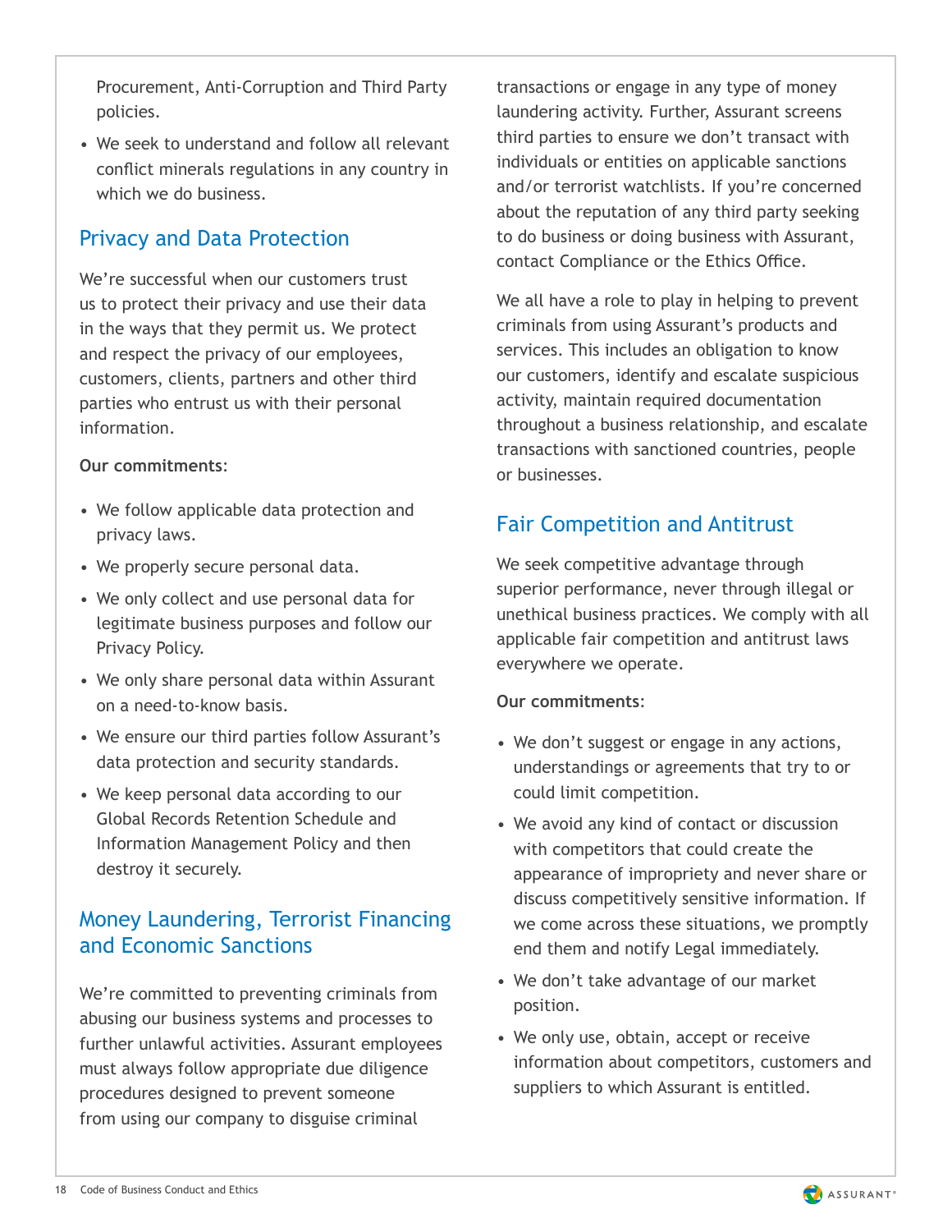Procurement, Anti-Corruption and Third Party policies.

- We seek to understand and follow all relevant conflict minerals regulations in any country in which we do business.

## Privacy and Data Protection

We're successful when our customers trust us to protect their privacy and use their data in the ways that they permit us. We protect and respect the privacy of our employees, customers, clients, partners and other third parties who entrust us with their personal information.

**Our commitments**:

- We follow applicable data protection and privacy laws.
- We properly secure personal data.
- We only collect and use personal data for legitimate business purposes and follow our Privacy Policy.
- We only share personal data within Assurant on a need-to-know basis.
- We ensure our third parties follow Assurant's data protection and security standards.
- We keep personal data according to our Global Records Retention Schedule and Information Management Policy and then destroy it securely.

## Money Laundering, Terrorist Financing and Economic Sanctions

We're committed to preventing criminals from abusing our business systems and processes to further unlawful activities. Assurant employees must always follow appropriate due diligence procedures designed to prevent someone from using our company to disguise criminal transactions or engage in any type of money laundering activity. Further, Assurant screens third parties to ensure we don't transact with individuals or entities on applicable sanctions and/or terrorist watchlists. If you're concerned about the reputation of any third party seeking to do business or doing business with Assurant, contact Compliance or the Ethics Office.

We all have a role to play in helping to prevent criminals from using Assurant's products and services. This includes an obligation to know our customers, identify and escalate suspicious activity, maintain required documentation throughout a business relationship, and escalate transactions with sanctioned countries, people or businesses.

## Fair Competition and Antitrust

We seek competitive advantage through superior performance, never through illegal or unethical business practices. We comply with all applicable fair competition and antitrust laws everywhere we operate.

**Our commitments**:

- We don't suggest or engage in any actions, understandings or agreements that try to or could limit competition.
- We avoid any kind of contact or discussion with competitors that could create the appearance of impropriety and never share or discuss competitively sensitive information. If we come across these situations, we promptly end them and notify Legal immediately.
- We don't take advantage of our market position.
- We only use, obtain, accept or receive information about competitors, customers and suppliers to which Assurant is entitled.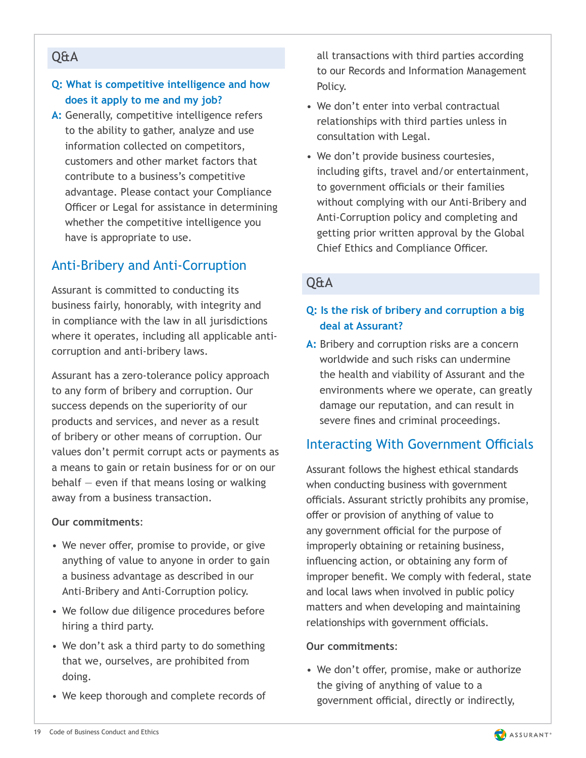## Q&A

**Q: What is competitive intelligence and how does it apply to me and my job?**

**A:** Generally, competitive intelligence refers to the ability to gather, analyze and use information collected on competitors, customers and other market factors that contribute to a business's competitive advantage. Please contact your Compliance Officer or Legal for assistance in determining whether the competitive intelligence you have is appropriate to use.

## Anti-Bribery and Anti-Corruption

Assurant is committed to conducting its business fairly, honorably, with integrity and in compliance with the law in all jurisdictions where it operates, including all applicable anti-corruption and anti-bribery laws.

Assurant has a zero-tolerance policy approach to any form of bribery and corruption. Our success depends on the superiority of our products and services, and never as a result of bribery or other means of corruption. Our values don't permit corrupt acts or payments as a means to gain or retain business for or on our behalf — even if that means losing or walking away from a business transaction.

**Our commitments**:

- We never offer, promise to provide, or give anything of value to anyone in order to gain a business advantage as described in our Anti-Bribery and Anti-Corruption policy.
- We follow due diligence procedures before hiring a third party.
- We don't ask a third party to do something that we, ourselves, are prohibited from doing.
- We keep thorough and complete records of all transactions with third parties according to our Records and Information Management Policy.
- We don't enter into verbal contractual relationships with third parties unless in consultation with Legal.
- We don't provide business courtesies, including gifts, travel and/or entertainment, to government officials or their families without complying with our Anti-Bribery and Anti-Corruption policy and completing and getting prior written approval by the Global Chief Ethics and Compliance Officer.

## Q&A

**Q: Is the risk of bribery and corruption a big deal at Assurant?**

**A:** Bribery and corruption risks are a concern worldwide and such risks can undermine the health and viability of Assurant and the environments where we operate, can greatly damage our reputation, and can result in severe fines and criminal proceedings.

## Interacting With Government Officials

Assurant follows the highest ethical standards when conducting business with government officials. Assurant strictly prohibits any promise, offer or provision of anything of value to any government official for the purpose of improperly obtaining or retaining business, influencing action, or obtaining any form of improper benefit. We comply with federal, state and local laws when involved in public policy matters and when developing and maintaining relationships with government officials.

**Our commitments**:

- We don't offer, promise, make or authorize the giving of anything of value to a government official, directly or indirectly,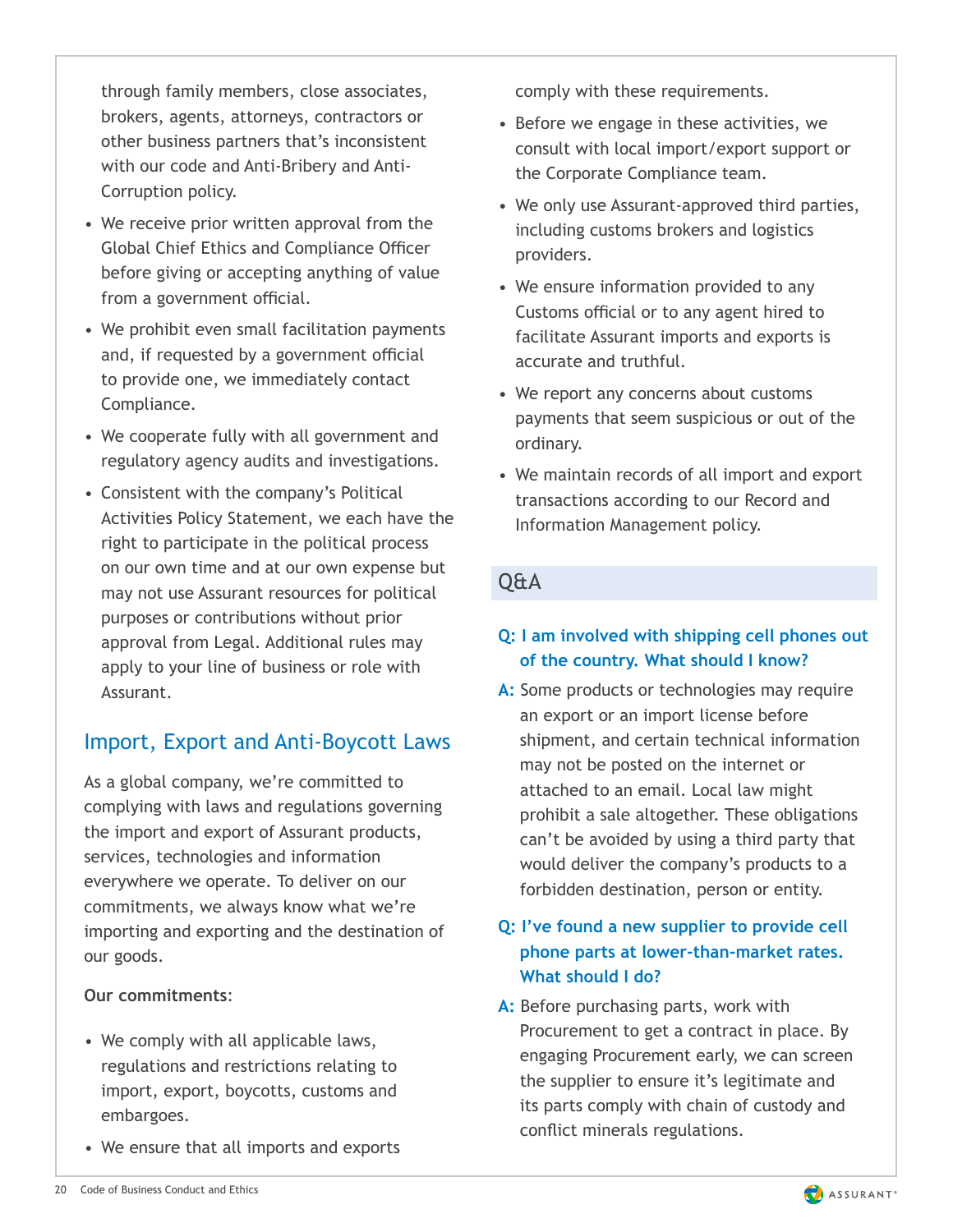through family members, close associates, brokers, agents, attorneys, contractors or other business partners that's inconsistent with our code and Anti-Bribery and Anti-Corruption policy.

- We receive prior written approval from the Global Chief Ethics and Compliance Officer before giving or accepting anything of value from a government official.
- We prohibit even small facilitation payments and, if requested by a government official to provide one, we immediately contact Compliance.
- We cooperate fully with all government and regulatory agency audits and investigations.
- Consistent with the company's Political Activities Policy Statement, we each have the right to participate in the political process on our own time and at our own expense but may not use Assurant resources for political purposes or contributions without prior approval from Legal. Additional rules may apply to your line of business or role with Assurant.

## Import, Export and Anti-Boycott Laws

As a global company, we're committed to complying with laws and regulations governing the import and export of Assurant products, services, technologies and information everywhere we operate. To deliver on our commitments, we always know what we're importing and exporting and the destination of our goods.

**Our commitments**:

- We comply with all applicable laws, regulations and restrictions relating to import, export, boycotts, customs and embargoes.
- We ensure that all imports and exports comply with these requirements.
- Before we engage in these activities, we consult with local import/export support or the Corporate Compliance team.
- We only use Assurant-approved third parties, including customs brokers and logistics providers.
- We ensure information provided to any Customs official or to any agent hired to facilitate Assurant imports and exports is accurate and truthful.
- We report any concerns about customs payments that seem suspicious or out of the ordinary.
- We maintain records of all import and export transactions according to our Record and Information Management policy.

### Q&A

**Q: I am involved with shipping cell phones out of the country. What should I know?**

**A:** Some products or technologies may require an export or an import license before shipment, and certain technical information may not be posted on the internet or attached to an email. Local law might prohibit a sale altogether. These obligations can't be avoided by using a third party that would deliver the company's products to a forbidden destination, person or entity.

**Q: I've found a new supplier to provide cell phone parts at lower-than-market rates. What should I do?**

**A:** Before purchasing parts, work with Procurement to get a contract in place. By engaging Procurement early, we can screen the supplier to ensure it's legitimate and its parts comply with chain of custody and conflict minerals regulations.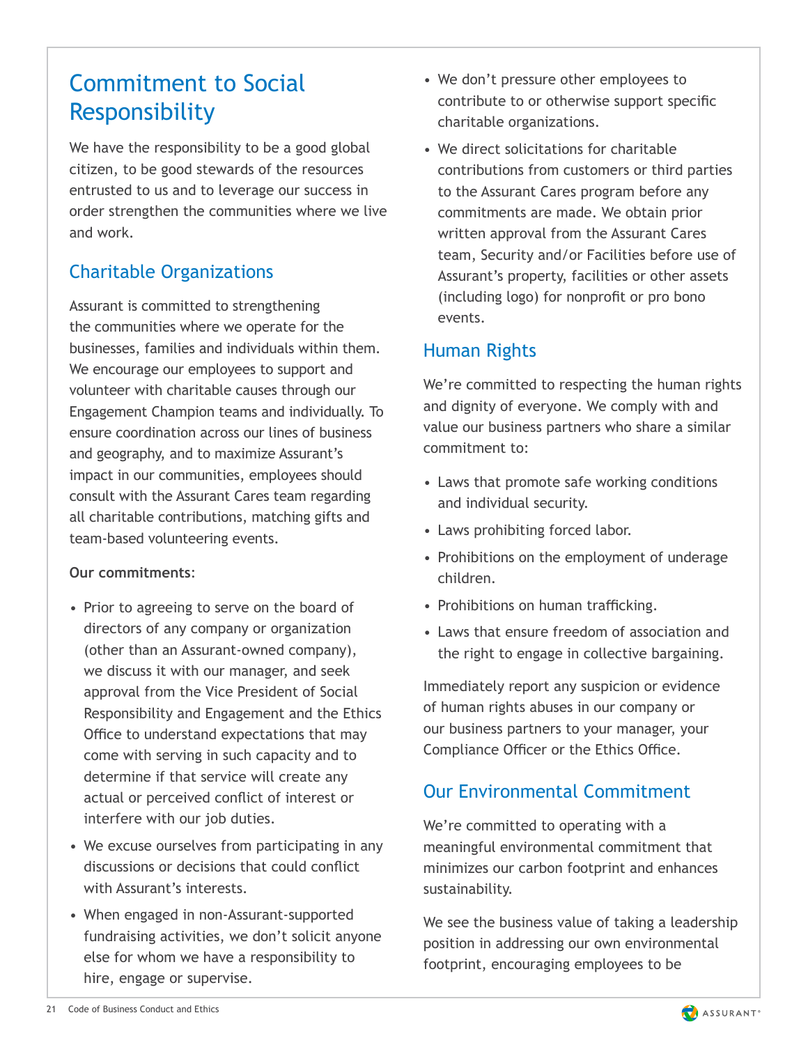# Commitment to Social Responsibility

We have the responsibility to be a good global citizen, to be good stewards of the resources entrusted to us and to leverage our success in order strengthen the communities where we live and work.

## Charitable Organizations

Assurant is committed to strengthening the communities where we operate for the businesses, families and individuals within them. We encourage our employees to support and volunteer with charitable causes through our Engagement Champion teams and individually. To ensure coordination across our lines of business and geography, and to maximize Assurant's impact in our communities, employees should consult with the Assurant Cares team regarding all charitable contributions, matching gifts and team-based volunteering events.

**Our commitments**:

- Prior to agreeing to serve on the board of directors of any company or organization (other than an Assurant-owned company), we discuss it with our manager, and seek approval from the Vice President of Social Responsibility and Engagement and the Ethics Office to understand expectations that may come with serving in such capacity and to determine if that service will create any actual or perceived conflict of interest or interfere with our job duties.
- We excuse ourselves from participating in any discussions or decisions that could conflict with Assurant's interests.
- When engaged in non-Assurant-supported fundraising activities, we don't solicit anyone else for whom we have a responsibility to hire, engage or supervise.
- We don't pressure other employees to contribute to or otherwise support specific charitable organizations.
- We direct solicitations for charitable contributions from customers or third parties to the Assurant Cares program before any commitments are made. We obtain prior written approval from the Assurant Cares team, Security and/or Facilities before use of Assurant's property, facilities or other assets (including logo) for nonprofit or pro bono events.

## Human Rights

We're committed to respecting the human rights and dignity of everyone. We comply with and value our business partners who share a similar commitment to:

- Laws that promote safe working conditions and individual security.
- Laws prohibiting forced labor.
- Prohibitions on the employment of underage children.
- Prohibitions on human trafficking.
- Laws that ensure freedom of association and the right to engage in collective bargaining.

Immediately report any suspicion or evidence of human rights abuses in our company or our business partners to your manager, your Compliance Officer or the Ethics Office.

## Our Environmental Commitment

We're committed to operating with a meaningful environmental commitment that minimizes our carbon footprint and enhances sustainability.

We see the business value of taking a leadership position in addressing our own environmental footprint, encouraging employees to be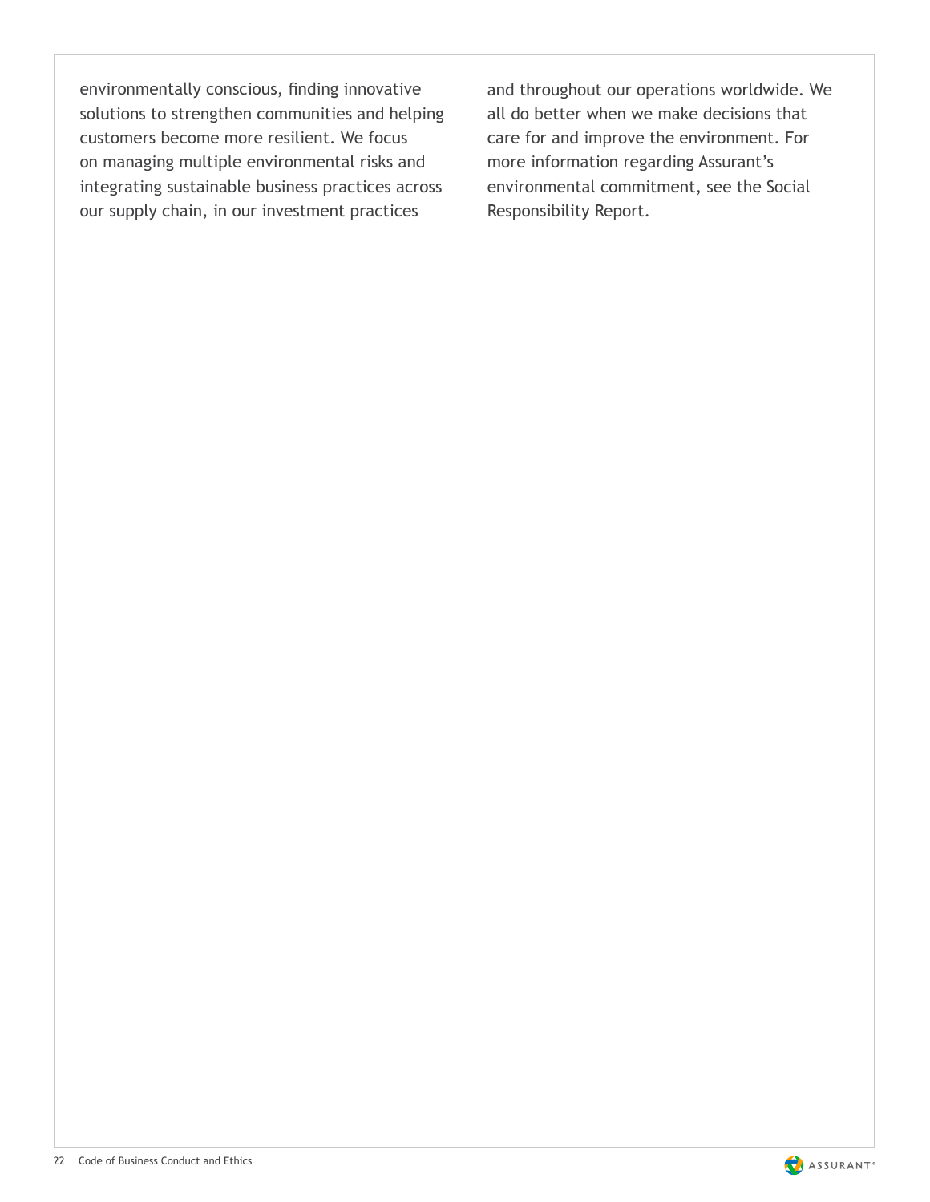environmentally conscious, finding innovative solutions to strengthen communities and helping customers become more resilient. We focus on managing multiple environmental risks and integrating sustainable business practices across our supply chain, in our investment practices and throughout our operations worldwide. We all do better when we make decisions that care for and improve the environment. For more information regarding Assurant's environmental commitment, see the Social Responsibility Report.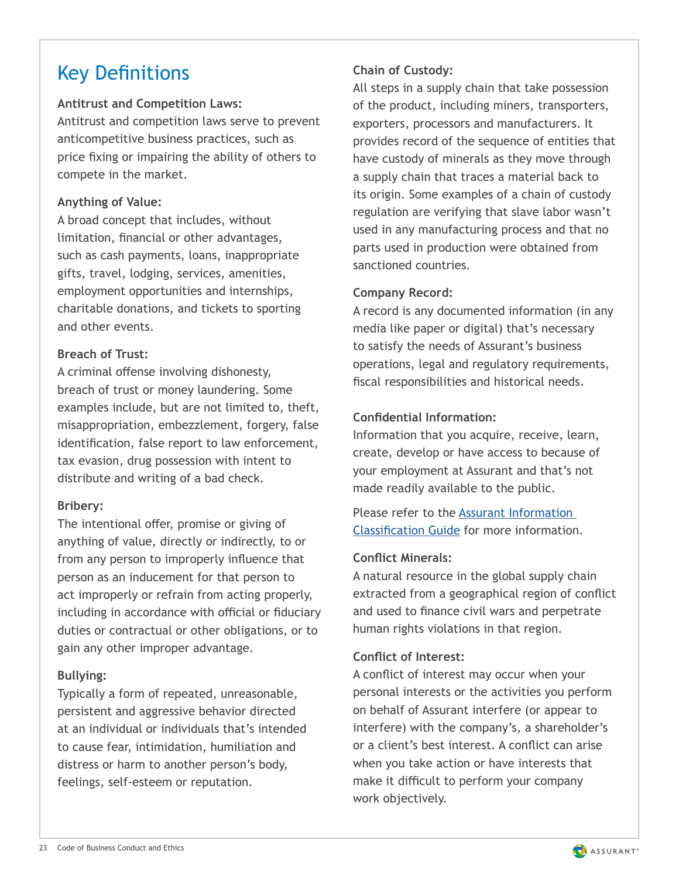# Key Definitions

**Antitrust and Competition Laws:**
Antitrust and competition laws serve to prevent anticompetitive business practices, such as price fixing or impairing the ability of others to compete in the market.

**Anything of Value:**
A broad concept that includes, without limitation, financial or other advantages, such as cash payments, loans, inappropriate gifts, travel, lodging, services, amenities, employment opportunities and internships, charitable donations, and tickets to sporting and other events.

**Breach of Trust:**
A criminal offense involving dishonesty, breach of trust or money laundering. Some examples include, but are not limited to, theft, misappropriation, embezzlement, forgery, false identification, false report to law enforcement, tax evasion, drug possession with intent to distribute and writing of a bad check.

**Bribery:**
The intentional offer, promise or giving of anything of value, directly or indirectly, to or from any person to improperly influence that person as an inducement for that person to act improperly or refrain from acting properly, including in accordance with official or fiduciary duties or contractual or other obligations, or to gain any other improper advantage.

**Bullying:**
Typically a form of repeated, unreasonable, persistent and aggressive behavior directed at an individual or individuals that's intended to cause fear, intimidation, humiliation and distress or harm to another person's body, feelings, self-esteem or reputation.

**Chain of Custody:**
All steps in a supply chain that take possession of the product, including miners, transporters, exporters, processors and manufacturers. It provides record of the sequence of entities that have custody of minerals as they move through a supply chain that traces a material back to its origin. Some examples of a chain of custody regulation are verifying that slave labor wasn't used in any manufacturing process and that no parts used in production were obtained from sanctioned countries.

**Company Record:**
A record is any documented information (in any media like paper or digital) that's necessary to satisfy the needs of Assurant's business operations, legal and regulatory requirements, fiscal responsibilities and historical needs.

**Confidential Information:**
Information that you acquire, receive, learn, create, develop or have access to because of your employment at Assurant and that's not made readily available to the public.

Please refer to the Assurant Information Classification Guide for more information.

**Conflict Minerals:**
A natural resource in the global supply chain extracted from a geographical region of conflict and used to finance civil wars and perpetrate human rights violations in that region.

**Conflict of Interest:**
A conflict of interest may occur when your personal interests or the activities you perform on behalf of Assurant interfere (or appear to interfere) with the company's, a shareholder's or a client's best interest. A conflict can arise when you take action or have interests that make it difficult to perform your company work objectively.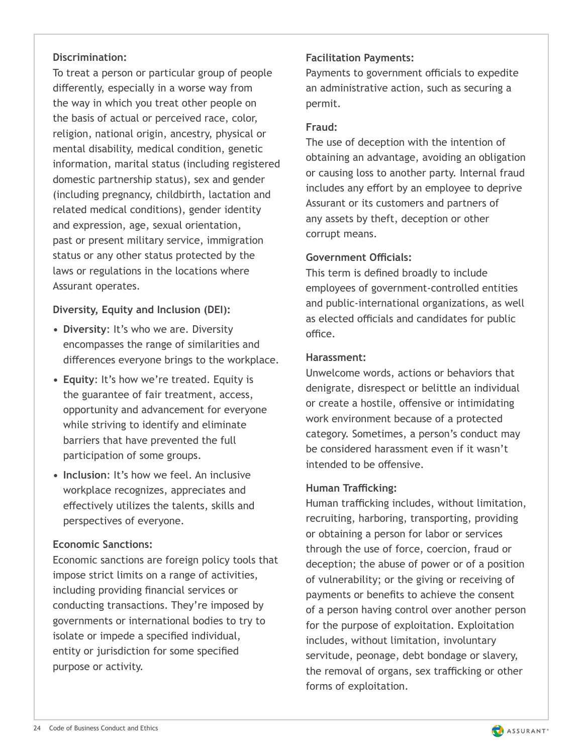**Discrimination:**
To treat a person or particular group of people differently, especially in a worse way from the way in which you treat other people on the basis of actual or perceived race, color, religion, national origin, ancestry, physical or mental disability, medical condition, genetic information, marital status (including registered domestic partnership status), sex and gender (including pregnancy, childbirth, lactation and related medical conditions), gender identity and expression, age, sexual orientation, past or present military service, immigration status or any other status protected by the laws or regulations in the locations where Assurant operates.

**Diversity, Equity and Inclusion (DEI):**

- **Diversity**: It's who we are. Diversity encompasses the range of similarities and differences everyone brings to the workplace.
- **Equity**: It's how we're treated. Equity is the guarantee of fair treatment, access, opportunity and advancement for everyone while striving to identify and eliminate barriers that have prevented the full participation of some groups.
- **Inclusion**: It's how we feel. An inclusive workplace recognizes, appreciates and effectively utilizes the talents, skills and perspectives of everyone.

**Economic Sanctions:**
Economic sanctions are foreign policy tools that impose strict limits on a range of activities, including providing financial services or conducting transactions. They're imposed by governments or international bodies to try to isolate or impede a specified individual, entity or jurisdiction for some specified purpose or activity.

**Facilitation Payments:**
Payments to government officials to expedite an administrative action, such as securing a permit.

**Fraud:**
The use of deception with the intention of obtaining an advantage, avoiding an obligation or causing loss to another party. Internal fraud includes any effort by an employee to deprive Assurant or its customers and partners of any assets by theft, deception or other corrupt means.

**Government Officials:**
This term is defined broadly to include employees of government-controlled entities and public-international organizations, as well as elected officials and candidates for public office.

**Harassment:**
Unwelcome words, actions or behaviors that denigrate, disrespect or belittle an individual or create a hostile, offensive or intimidating work environment because of a protected category. Sometimes, a person's conduct may be considered harassment even if it wasn't intended to be offensive.

**Human Trafficking:**
Human trafficking includes, without limitation, recruiting, harboring, transporting, providing or obtaining a person for labor or services through the use of force, coercion, fraud or deception; the abuse of power or of a position of vulnerability; or the giving or receiving of payments or benefits to achieve the consent of a person having control over another person for the purpose of exploitation. Exploitation includes, without limitation, involuntary servitude, peonage, debt bondage or slavery, the removal of organs, sex trafficking or other forms of exploitation.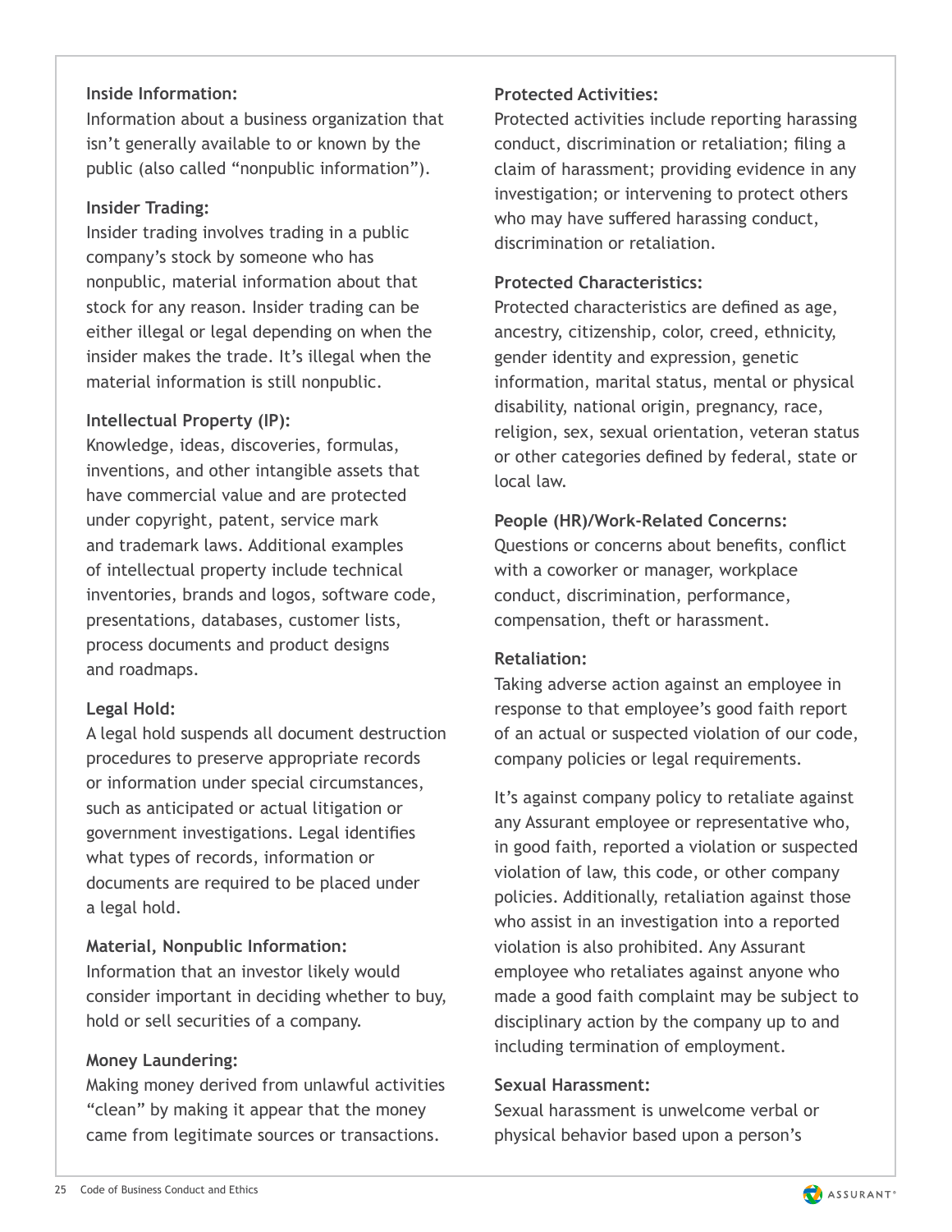**Inside Information:**
Information about a business organization that isn't generally available to or known by the public (also called "nonpublic information").

**Insider Trading:**
Insider trading involves trading in a public company's stock by someone who has nonpublic, material information about that stock for any reason. Insider trading can be either illegal or legal depending on when the insider makes the trade. It's illegal when the material information is still nonpublic.

**Intellectual Property (IP):**
Knowledge, ideas, discoveries, formulas, inventions, and other intangible assets that have commercial value and are protected under copyright, patent, service mark and trademark laws. Additional examples of intellectual property include technical inventories, brands and logos, software code, presentations, databases, customer lists, process documents and product designs and roadmaps.

**Legal Hold:**
A legal hold suspends all document destruction procedures to preserve appropriate records or information under special circumstances, such as anticipated or actual litigation or government investigations. Legal identifies what types of records, information or documents are required to be placed under a legal hold.

**Material, Nonpublic Information:**
Information that an investor likely would consider important in deciding whether to buy, hold or sell securities of a company.

**Money Laundering:**
Making money derived from unlawful activities "clean" by making it appear that the money came from legitimate sources or transactions.

**Protected Activities:**
Protected activities include reporting harassing conduct, discrimination or retaliation; filing a claim of harassment; providing evidence in any investigation; or intervening to protect others who may have suffered harassing conduct, discrimination or retaliation.

**Protected Characteristics:**
Protected characteristics are defined as age, ancestry, citizenship, color, creed, ethnicity, gender identity and expression, genetic information, marital status, mental or physical disability, national origin, pregnancy, race, religion, sex, sexual orientation, veteran status or other categories defined by federal, state or local law.

**People (HR)/Work-Related Concerns:**
Questions or concerns about benefits, conflict with a coworker or manager, workplace conduct, discrimination, performance, compensation, theft or harassment.

**Retaliation:**
Taking adverse action against an employee in response to that employee's good faith report of an actual or suspected violation of our code, company policies or legal requirements.

It's against company policy to retaliate against any Assurant employee or representative who, in good faith, reported a violation or suspected violation of law, this code, or other company policies. Additionally, retaliation against those who assist in an investigation into a reported violation is also prohibited. Any Assurant employee who retaliates against anyone who made a good faith complaint may be subject to disciplinary action by the company up to and including termination of employment.

**Sexual Harassment:**
Sexual harassment is unwelcome verbal or physical behavior based upon a person's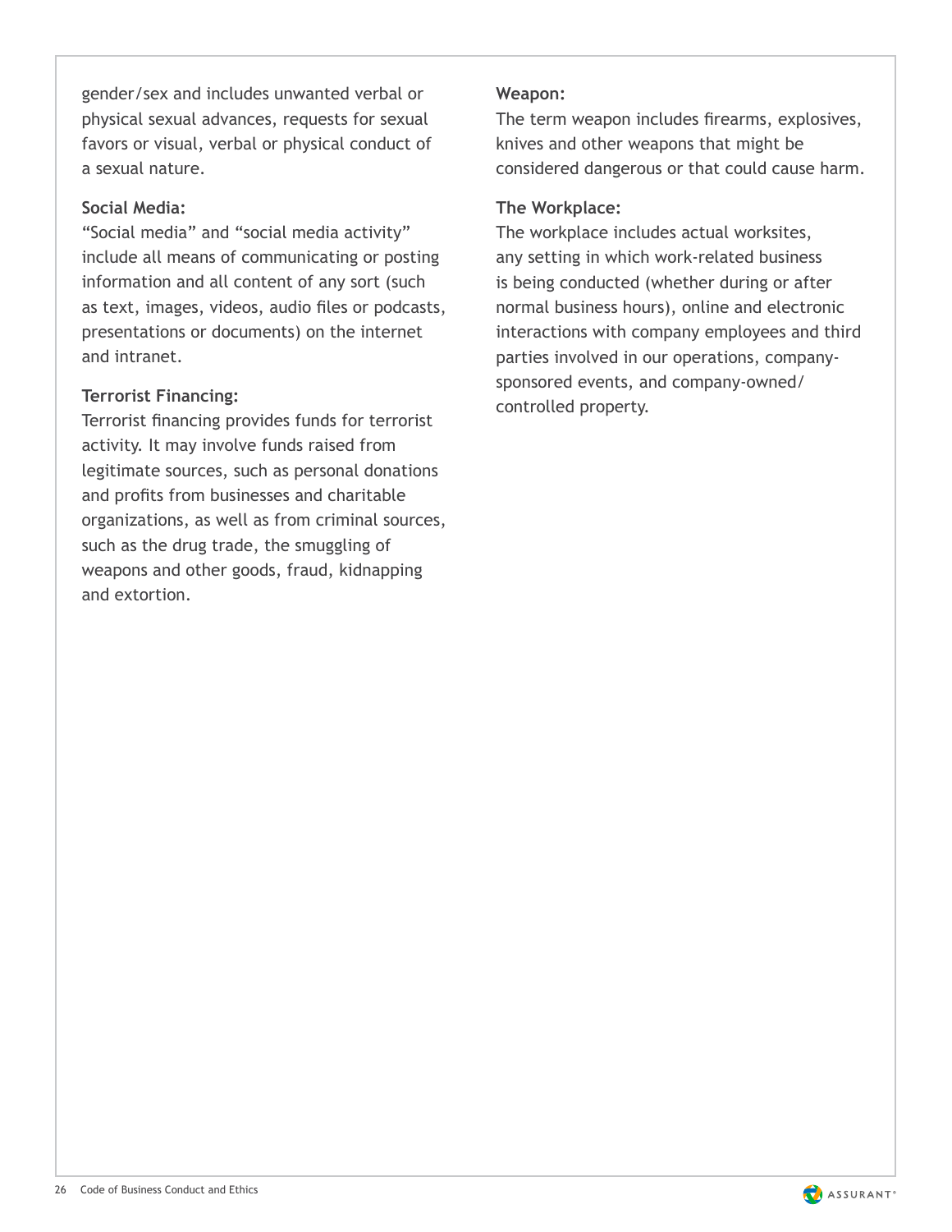gender/sex and includes unwanted verbal or physical sexual advances, requests for sexual favors or visual, verbal or physical conduct of a sexual nature.

**Social Media:**
"Social media" and "social media activity" include all means of communicating or posting information and all content of any sort (such as text, images, videos, audio files or podcasts, presentations or documents) on the internet and intranet.

**Terrorist Financing:**
Terrorist financing provides funds for terrorist activity. It may involve funds raised from legitimate sources, such as personal donations and profits from businesses and charitable organizations, as well as from criminal sources, such as the drug trade, the smuggling of weapons and other goods, fraud, kidnapping and extortion.

**Weapon:**
The term weapon includes firearms, explosives, knives and other weapons that might be considered dangerous or that could cause harm.

**The Workplace:**
The workplace includes actual worksites, any setting in which work-related business is being conducted (whether during or after normal business hours), online and electronic interactions with company employees and third parties involved in our operations, company-sponsored events, and company-owned/controlled property.